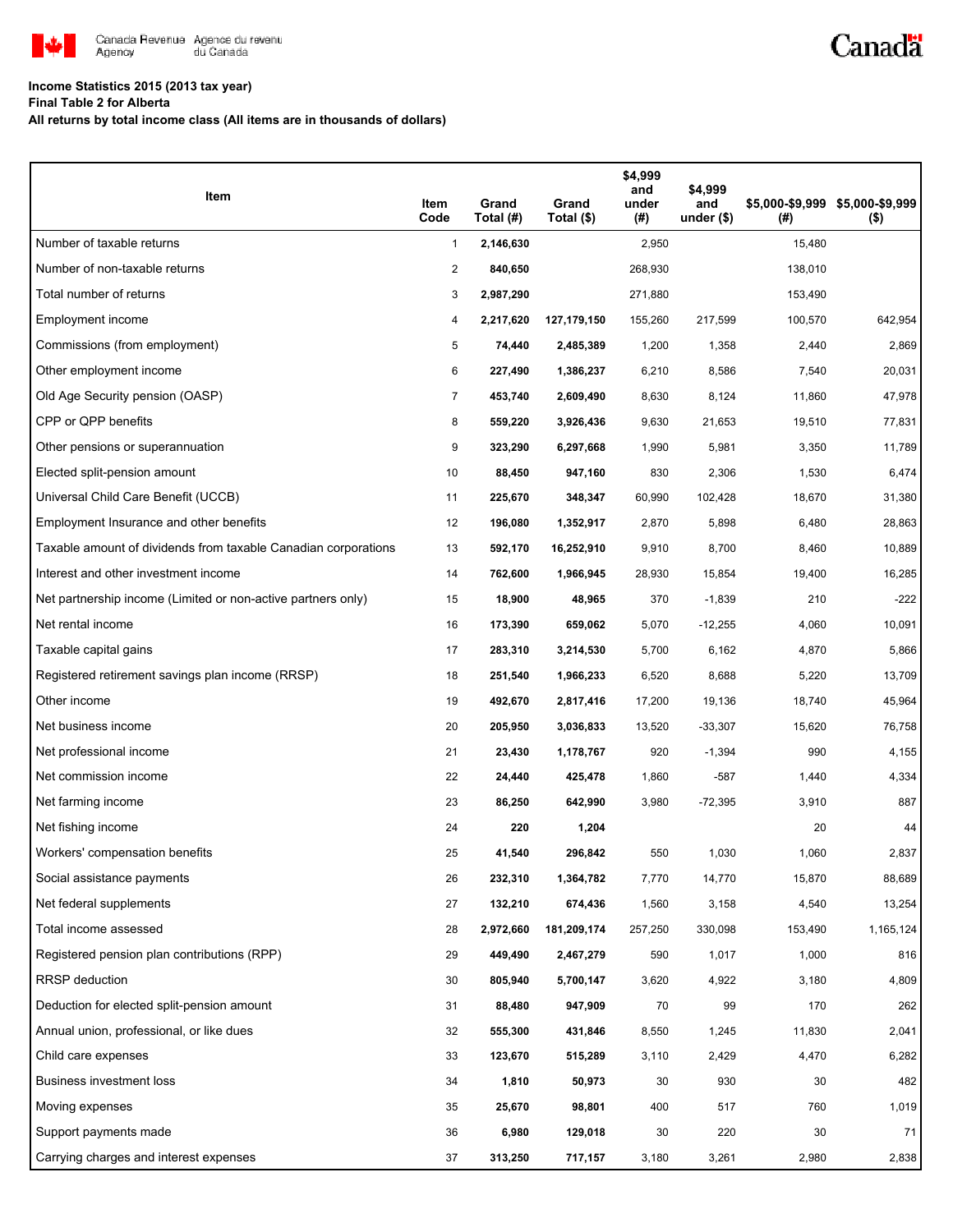**Income Statistics 2015 (2013 tax year)**
**Final Table 2 for Alberta**
**All returns by total income class (All items are in thousands of dollars)**

| Item | Item Code | Grand Total (#) | Grand Total ($) | $4,999 and under (#) | $4,999 and under ($) | $5,000-$9,999 (#) | $5,000-$9,999 ($) |
|---|---|---|---|---|---|---|---|
| Number of taxable returns | 1 | **2,146,630** | | 2,950 | | 15,480 | |
| Number of non-taxable returns | 2 | **840,650** | | 268,930 | | 138,010 | |
| Total number of returns | 3 | **2,987,290** | | 271,880 | | 153,490 | |
| Employment income | 4 | **2,217,620** | **127,179,150** | 155,260 | 217,599 | 100,570 | 642,954 |
| Commissions (from employment) | 5 | **74,440** | **2,485,389** | 1,200 | 1,358 | 2,440 | 2,869 |
| Other employment income | 6 | **227,490** | **1,386,237** | 6,210 | 8,586 | 7,540 | 20,031 |
| Old Age Security pension (OASP) | 7 | **453,740** | **2,609,490** | 8,630 | 8,124 | 11,860 | 47,978 |
| CPP or QPP benefits | 8 | **559,220** | **3,926,436** | 9,630 | 21,653 | 19,510 | 77,831 |
| Other pensions or superannuation | 9 | **323,290** | **6,297,668** | 1,990 | 5,981 | 3,350 | 11,789 |
| Elected split-pension amount | 10 | **88,450** | **947,160** | 830 | 2,306 | 1,530 | 6,474 |
| Universal Child Care Benefit (UCCB) | 11 | **225,670** | **348,347** | 60,990 | 102,428 | 18,670 | 31,380 |
| Employment Insurance and other benefits | 12 | **196,080** | **1,352,917** | 2,870 | 5,898 | 6,480 | 28,863 |
| Taxable amount of dividends from taxable Canadian corporations | 13 | **592,170** | **16,252,910** | 9,910 | 8,700 | 8,460 | 10,889 |
| Interest and other investment income | 14 | **762,600** | **1,966,945** | 28,930 | 15,854 | 19,400 | 16,285 |
| Net partnership income (Limited or non-active partners only) | 15 | **18,900** | **48,965** | 370 | -1,839 | 210 | -222 |
| Net rental income | 16 | **173,390** | **659,062** | 5,070 | -12,255 | 4,060 | 10,091 |
| Taxable capital gains | 17 | **283,310** | **3,214,530** | 5,700 | 6,162 | 4,870 | 5,866 |
| Registered retirement savings plan income (RRSP) | 18 | **251,540** | **1,966,233** | 6,520 | 8,688 | 5,220 | 13,709 |
| Other income | 19 | **492,670** | **2,817,416** | 17,200 | 19,136 | 18,740 | 45,964 |
| Net business income | 20 | **205,950** | **3,036,833** | 13,520 | -33,307 | 15,620 | 76,758 |
| Net professional income | 21 | **23,430** | **1,178,767** | 920 | -1,394 | 990 | 4,155 |
| Net commission income | 22 | **24,440** | **425,478** | 1,860 | -587 | 1,440 | 4,334 |
| Net farming income | 23 | **86,250** | **642,990** | 3,980 | -72,395 | 3,910 | 887 |
| Net fishing income | 24 | **220** | **1,204** | | | 20 | 44 |
| Workers' compensation benefits | 25 | **41,540** | **296,842** | 550 | 1,030 | 1,060 | 2,837 |
| Social assistance payments | 26 | **232,310** | **1,364,782** | 7,770 | 14,770 | 15,870 | 88,689 |
| Net federal supplements | 27 | **132,210** | **674,436** | 1,560 | 3,158 | 4,540 | 13,254 |
| Total income assessed | 28 | **2,972,660** | **181,209,174** | 257,250 | 330,098 | 153,490 | 1,165,124 |
| Registered pension plan contributions (RPP) | 29 | **449,490** | **2,467,279** | 590 | 1,017 | 1,000 | 816 |
| RRSP deduction | 30 | **805,940** | **5,700,147** | 3,620 | 4,922 | 3,180 | 4,809 |
| Deduction for elected split-pension amount | 31 | **88,480** | **947,909** | 70 | 99 | 170 | 262 |
| Annual union, professional, or like dues | 32 | **555,300** | **431,846** | 8,550 | 1,245 | 11,830 | 2,041 |
| Child care expenses | 33 | **123,670** | **515,289** | 3,110 | 2,429 | 4,470 | 6,282 |
| Business investment loss | 34 | **1,810** | **50,973** | 30 | 930 | 30 | 482 |
| Moving expenses | 35 | **25,670** | **98,801** | 400 | 517 | 760 | 1,019 |
| Support payments made | 36 | **6,980** | **129,018** | 30 | 220 | 30 | 71 |
| Carrying charges and interest expenses | 37 | **313,250** | **717,157** | 3,180 | 3,261 | 2,980 | 2,838 |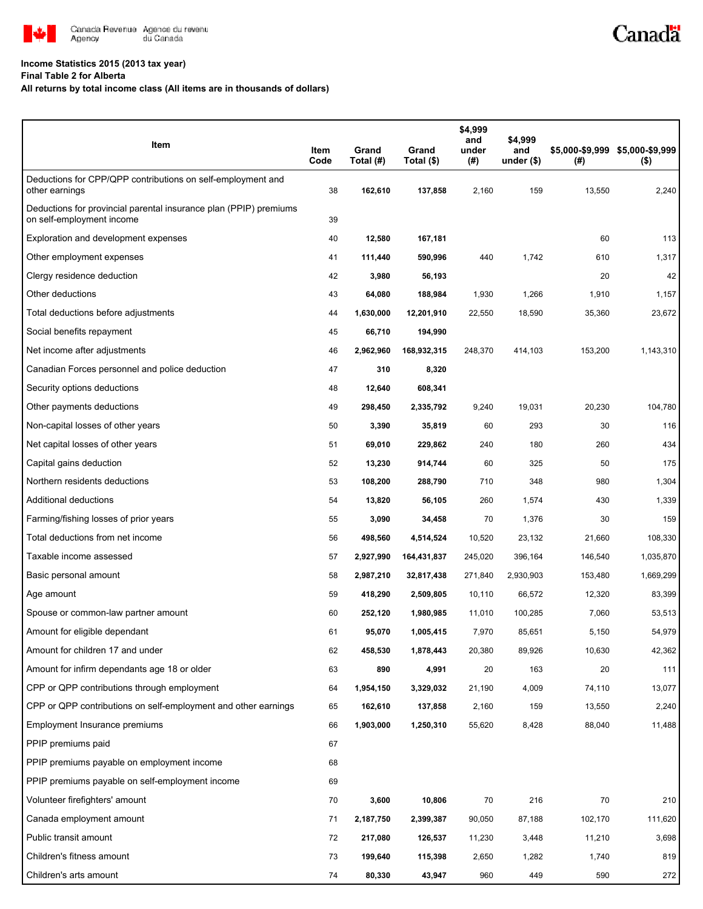**Income Statistics 2015 (2013 tax year)**
**Final Table 2 for Alberta**
**All returns by total income class (All items are in thousands of dollars)**

| Item | Item Code | Grand Total (#) | Grand Total ($) | $4,999 and under (#) | $4,999 and under ($) | $5,000-$9,999 (#) | $5,000-$9,999 ($) |
|---|---|---|---|---|---|---|---|
| Deductions for CPP/QPP contributions on self-employment and other earnings | 38 | **162,610** | **137,858** | 2,160 | 159 | 13,550 | 2,240 |
| Deductions for provincial parental insurance plan (PPIP) premiums on self-employment income | 39 | | | | | | |
| Exploration and development expenses | 40 | **12,580** | **167,181** | | | 60 | 113 |
| Other employment expenses | 41 | **111,440** | **590,996** | 440 | 1,742 | 610 | 1,317 |
| Clergy residence deduction | 42 | **3,980** | **56,193** | | | 20 | 42 |
| Other deductions | 43 | **64,080** | **188,984** | 1,930 | 1,266 | 1,910 | 1,157 |
| Total deductions before adjustments | 44 | **1,630,000** | **12,201,910** | 22,550 | 18,590 | 35,360 | 23,672 |
| Social benefits repayment | 45 | **66,710** | **194,990** | | | | |
| Net income after adjustments | 46 | **2,962,960** | **168,932,315** | 248,370 | 414,103 | 153,200 | 1,143,310 |
| Canadian Forces personnel and police deduction | 47 | **310** | **8,320** | | | | |
| Security options deductions | 48 | **12,640** | **608,341** | | | | |
| Other payments deductions | 49 | **298,450** | **2,335,792** | 9,240 | 19,031 | 20,230 | 104,780 |
| Non-capital losses of other years | 50 | **3,390** | **35,819** | 60 | 293 | 30 | 116 |
| Net capital losses of other years | 51 | **69,010** | **229,862** | 240 | 180 | 260 | 434 |
| Capital gains deduction | 52 | **13,230** | **914,744** | 60 | 325 | 50 | 175 |
| Northern residents deductions | 53 | **108,200** | **288,790** | 710 | 348 | 980 | 1,304 |
| Additional deductions | 54 | **13,820** | **56,105** | 260 | 1,574 | 430 | 1,339 |
| Farming/fishing losses of prior years | 55 | **3,090** | **34,458** | 70 | 1,376 | 30 | 159 |
| Total deductions from net income | 56 | **498,560** | **4,514,524** | 10,520 | 23,132 | 21,660 | 108,330 |
| Taxable income assessed | 57 | **2,927,990** | **164,431,837** | 245,020 | 396,164 | 146,540 | 1,035,870 |
| Basic personal amount | 58 | **2,987,210** | **32,817,438** | 271,840 | 2,930,903 | 153,480 | 1,669,299 |
| Age amount | 59 | **418,290** | **2,509,805** | 10,110 | 66,572 | 12,320 | 83,399 |
| Spouse or common-law partner amount | 60 | **252,120** | **1,980,985** | 11,010 | 100,285 | 7,060 | 53,513 |
| Amount for eligible dependant | 61 | **95,070** | **1,005,415** | 7,970 | 85,651 | 5,150 | 54,979 |
| Amount for children 17 and under | 62 | **458,530** | **1,878,443** | 20,380 | 89,926 | 10,630 | 42,362 |
| Amount for infirm dependants age 18 or older | 63 | **890** | **4,991** | 20 | 163 | 20 | 111 |
| CPP or QPP contributions through employment | 64 | **1,954,150** | **3,329,032** | 21,190 | 4,009 | 74,110 | 13,077 |
| CPP or QPP contributions on self-employment and other earnings | 65 | **162,610** | **137,858** | 2,160 | 159 | 13,550 | 2,240 |
| Employment Insurance premiums | 66 | **1,903,000** | **1,250,310** | 55,620 | 8,428 | 88,040 | 11,488 |
| PPIP premiums paid | 67 | | | | | | |
| PPIP premiums payable on employment income | 68 | | | | | | |
| PPIP premiums payable on self-employment income | 69 | | | | | | |
| Volunteer firefighters' amount | 70 | **3,600** | **10,806** | 70 | 216 | 70 | 210 |
| Canada employment amount | 71 | **2,187,750** | **2,399,387** | 90,050 | 87,188 | 102,170 | 111,620 |
| Public transit amount | 72 | **217,080** | **126,537** | 11,230 | 3,448 | 11,210 | 3,698 |
| Children's fitness amount | 73 | **199,640** | **115,398** | 2,650 | 1,282 | 1,740 | 819 |
| Children's arts amount | 74 | **80,330** | **43,947** | 960 | 449 | 590 | 272 |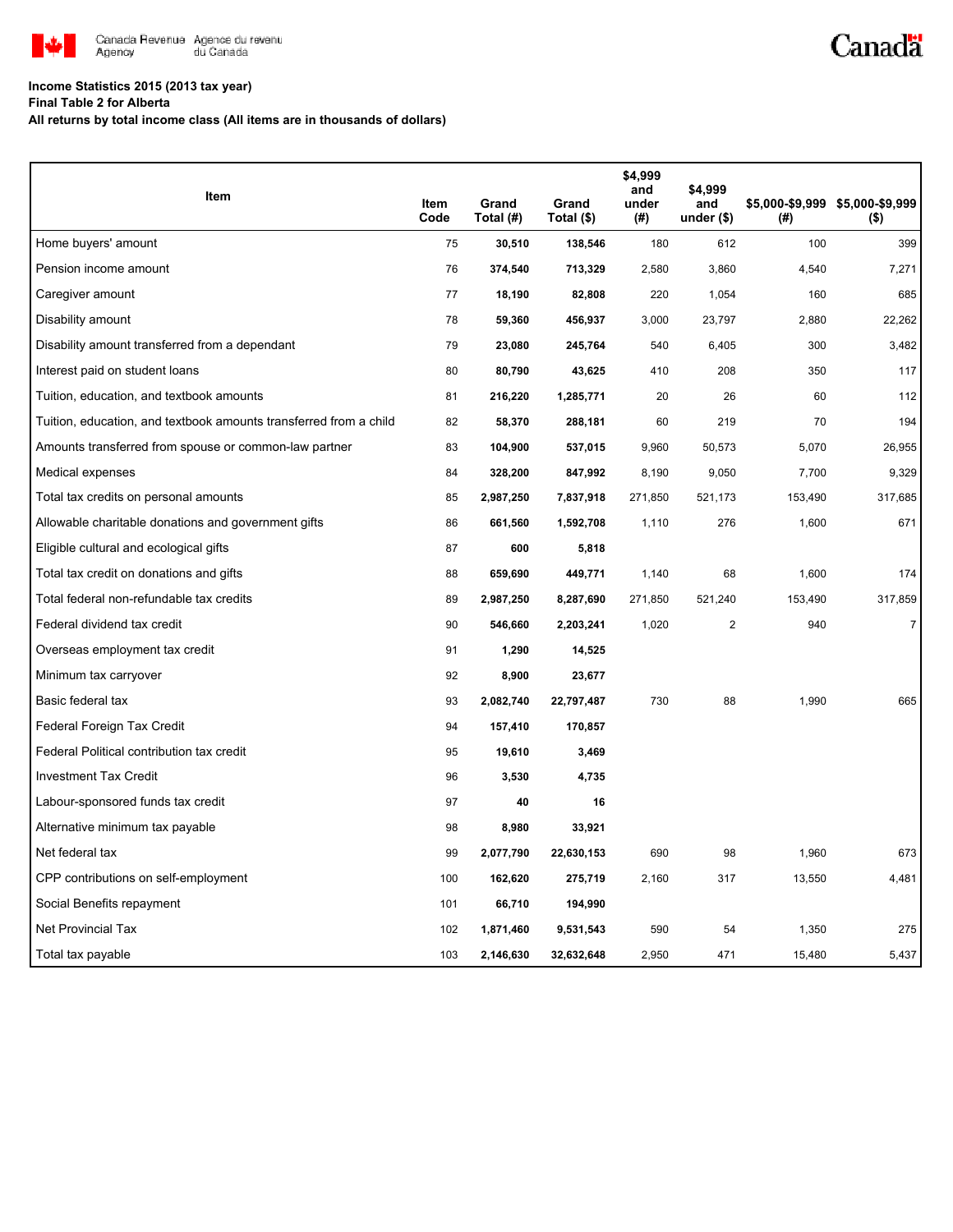**Income Statistics 2015 (2013 tax year)**

**Final Table 2 for Alberta**

**All returns by total income class (All items are in thousands of dollars)**

| Item | Item Code | Grand Total (#) | Grand Total ($) | $4,999 and under (#) | $4,999 and under ($) | $5,000-$9,999 (#) | $5,000-$9,999 ($) |
|---|---|---|---|---|---|---|---|
| Home buyers' amount | 75 | 30,510 | 138,546 | 180 | 612 | 100 | 399 |
| Pension income amount | 76 | 374,540 | 713,329 | 2,580 | 3,860 | 4,540 | 7,271 |
| Caregiver amount | 77 | 18,190 | 82,808 | 220 | 1,054 | 160 | 685 |
| Disability amount | 78 | 59,360 | 456,937 | 3,000 | 23,797 | 2,880 | 22,262 |
| Disability amount transferred from a dependant | 79 | 23,080 | 245,764 | 540 | 6,405 | 300 | 3,482 |
| Interest paid on student loans | 80 | 80,790 | 43,625 | 410 | 208 | 350 | 117 |
| Tuition, education, and textbook amounts | 81 | 216,220 | 1,285,771 | 20 | 26 | 60 | 112 |
| Tuition, education, and textbook amounts transferred from a child | 82 | 58,370 | 288,181 | 60 | 219 | 70 | 194 |
| Amounts transferred from spouse or common-law partner | 83 | 104,900 | 537,015 | 9,960 | 50,573 | 5,070 | 26,955 |
| Medical expenses | 84 | 328,200 | 847,992 | 8,190 | 9,050 | 7,700 | 9,329 |
| Total tax credits on personal amounts | 85 | 2,987,250 | 7,837,918 | 271,850 | 521,173 | 153,490 | 317,685 |
| Allowable charitable donations and government gifts | 86 | 661,560 | 1,592,708 | 1,110 | 276 | 1,600 | 671 |
| Eligible cultural and ecological gifts | 87 | 600 | 5,818 | | | | |
| Total tax credit on donations and gifts | 88 | 659,690 | 449,771 | 1,140 | 68 | 1,600 | 174 |
| Total federal non-refundable tax credits | 89 | 2,987,250 | 8,287,690 | 271,850 | 521,240 | 153,490 | 317,859 |
| Federal dividend tax credit | 90 | 546,660 | 2,203,241 | 1,020 | 2 | 940 | 7 |
| Overseas employment tax credit | 91 | 1,290 | 14,525 | | | | |
| Minimum tax carryover | 92 | 8,900 | 23,677 | | | | |
| Basic federal tax | 93 | 2,082,740 | 22,797,487 | 730 | 88 | 1,990 | 665 |
| Federal Foreign Tax Credit | 94 | 157,410 | 170,857 | | | | |
| Federal Political contribution tax credit | 95 | 19,610 | 3,469 | | | | |
| Investment Tax Credit | 96 | 3,530 | 4,735 | | | | |
| Labour-sponsored funds tax credit | 97 | 40 | 16 | | | | |
| Alternative minimum tax payable | 98 | 8,980 | 33,921 | | | | |
| Net federal tax | 99 | 2,077,790 | 22,630,153 | 690 | 98 | 1,960 | 673 |
| CPP contributions on self-employment | 100 | 162,620 | 275,719 | 2,160 | 317 | 13,550 | 4,481 |
| Social Benefits repayment | 101 | 66,710 | 194,990 | | | | |
| Net Provincial Tax | 102 | 1,871,460 | 9,531,543 | 590 | 54 | 1,350 | 275 |
| Total tax payable | 103 | 2,146,630 | 32,632,648 | 2,950 | 471 | 15,480 | 5,437 |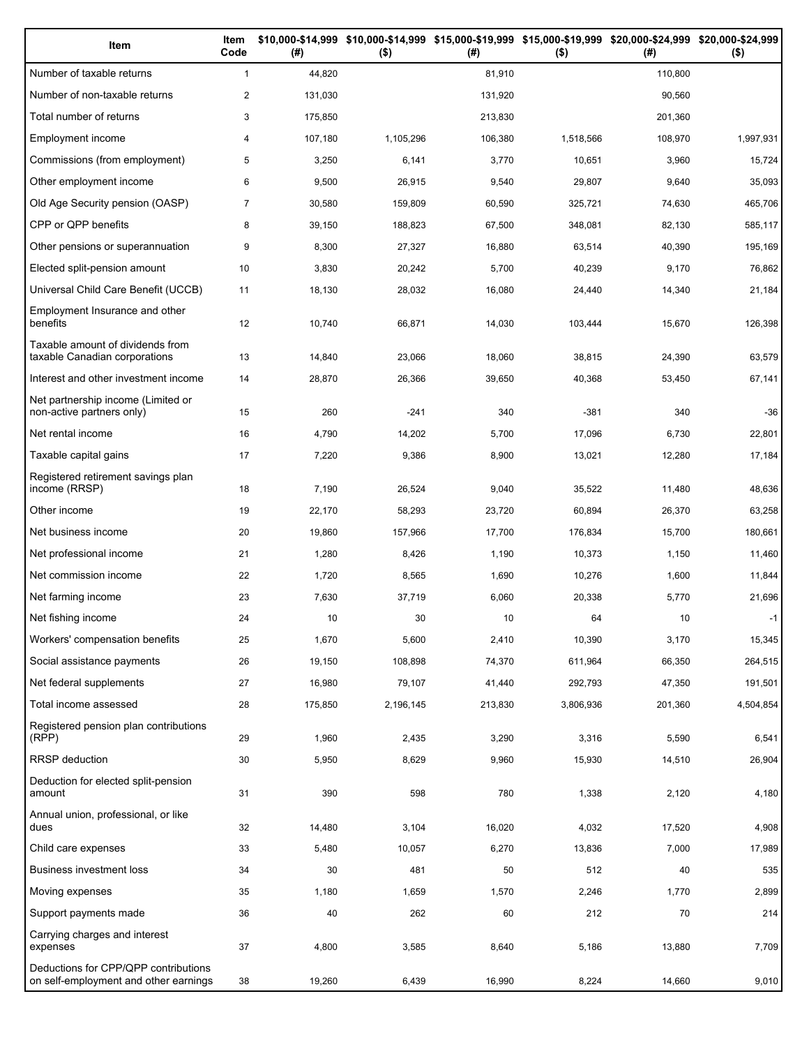| Item | Item Code | $10,000-$14,999 (#) | $10,000-$14,999 ($) | $15,000-$19,999 (#) | $15,000-$19,999 ($) | $20,000-$24,999 (#) | $20,000-$24,999 ($) |
|---|---|---|---|---|---|---|---|
| Number of taxable returns | 1 | 44,820 | | 81,910 | | 110,800 | |
| Number of non-taxable returns | 2 | 131,030 | | 131,920 | | 90,560 | |
| Total number of returns | 3 | 175,850 | | 213,830 | | 201,360 | |
| Employment income | 4 | 107,180 | 1,105,296 | 106,380 | 1,518,566 | 108,970 | 1,997,931 |
| Commissions (from employment) | 5 | 3,250 | 6,141 | 3,770 | 10,651 | 3,960 | 15,724 |
| Other employment income | 6 | 9,500 | 26,915 | 9,540 | 29,807 | 9,640 | 35,093 |
| Old Age Security pension (OASP) | 7 | 30,580 | 159,809 | 60,590 | 325,721 | 74,630 | 465,706 |
| CPP or QPP benefits | 8 | 39,150 | 188,823 | 67,500 | 348,081 | 82,130 | 585,117 |
| Other pensions or superannuation | 9 | 8,300 | 27,327 | 16,880 | 63,514 | 40,390 | 195,169 |
| Elected split-pension amount | 10 | 3,830 | 20,242 | 5,700 | 40,239 | 9,170 | 76,862 |
| Universal Child Care Benefit (UCCB) | 11 | 18,130 | 28,032 | 16,080 | 24,440 | 14,340 | 21,184 |
| Employment Insurance and other benefits | 12 | 10,740 | 66,871 | 14,030 | 103,444 | 15,670 | 126,398 |
| Taxable amount of dividends from taxable Canadian corporations | 13 | 14,840 | 23,066 | 18,060 | 38,815 | 24,390 | 63,579 |
| Interest and other investment income | 14 | 28,870 | 26,366 | 39,650 | 40,368 | 53,450 | 67,141 |
| Net partnership income (Limited or non-active partners only) | 15 | 260 | -241 | 340 | -381 | 340 | -36 |
| Net rental income | 16 | 4,790 | 14,202 | 5,700 | 17,096 | 6,730 | 22,801 |
| Taxable capital gains | 17 | 7,220 | 9,386 | 8,900 | 13,021 | 12,280 | 17,184 |
| Registered retirement savings plan income (RRSP) | 18 | 7,190 | 26,524 | 9,040 | 35,522 | 11,480 | 48,636 |
| Other income | 19 | 22,170 | 58,293 | 23,720 | 60,894 | 26,370 | 63,258 |
| Net business income | 20 | 19,860 | 157,966 | 17,700 | 176,834 | 15,700 | 180,661 |
| Net professional income | 21 | 1,280 | 8,426 | 1,190 | 10,373 | 1,150 | 11,460 |
| Net commission income | 22 | 1,720 | 8,565 | 1,690 | 10,276 | 1,600 | 11,844 |
| Net farming income | 23 | 7,630 | 37,719 | 6,060 | 20,338 | 5,770 | 21,696 |
| Net fishing income | 24 | 10 | 30 | 10 | 64 | 10 | -1 |
| Workers' compensation benefits | 25 | 1,670 | 5,600 | 2,410 | 10,390 | 3,170 | 15,345 |
| Social assistance payments | 26 | 19,150 | 108,898 | 74,370 | 611,964 | 66,350 | 264,515 |
| Net federal supplements | 27 | 16,980 | 79,107 | 41,440 | 292,793 | 47,350 | 191,501 |
| Total income assessed | 28 | 175,850 | 2,196,145 | 213,830 | 3,806,936 | 201,360 | 4,504,854 |
| Registered pension plan contributions (RPP) | 29 | 1,960 | 2,435 | 3,290 | 3,316 | 5,590 | 6,541 |
| RRSP deduction | 30 | 5,950 | 8,629 | 9,960 | 15,930 | 14,510 | 26,904 |
| Deduction for elected split-pension amount | 31 | 390 | 598 | 780 | 1,338 | 2,120 | 4,180 |
| Annual union, professional, or like dues | 32 | 14,480 | 3,104 | 16,020 | 4,032 | 17,520 | 4,908 |
| Child care expenses | 33 | 5,480 | 10,057 | 6,270 | 13,836 | 7,000 | 17,989 |
| Business investment loss | 34 | 30 | 481 | 50 | 512 | 40 | 535 |
| Moving expenses | 35 | 1,180 | 1,659 | 1,570 | 2,246 | 1,770 | 2,899 |
| Support payments made | 36 | 40 | 262 | 60 | 212 | 70 | 214 |
| Carrying charges and interest expenses | 37 | 4,800 | 3,585 | 8,640 | 5,186 | 13,880 | 7,709 |
| Deductions for CPP/QPP contributions on self-employment and other earnings | 38 | 19,260 | 6,439 | 16,990 | 8,224 | 14,660 | 9,010 |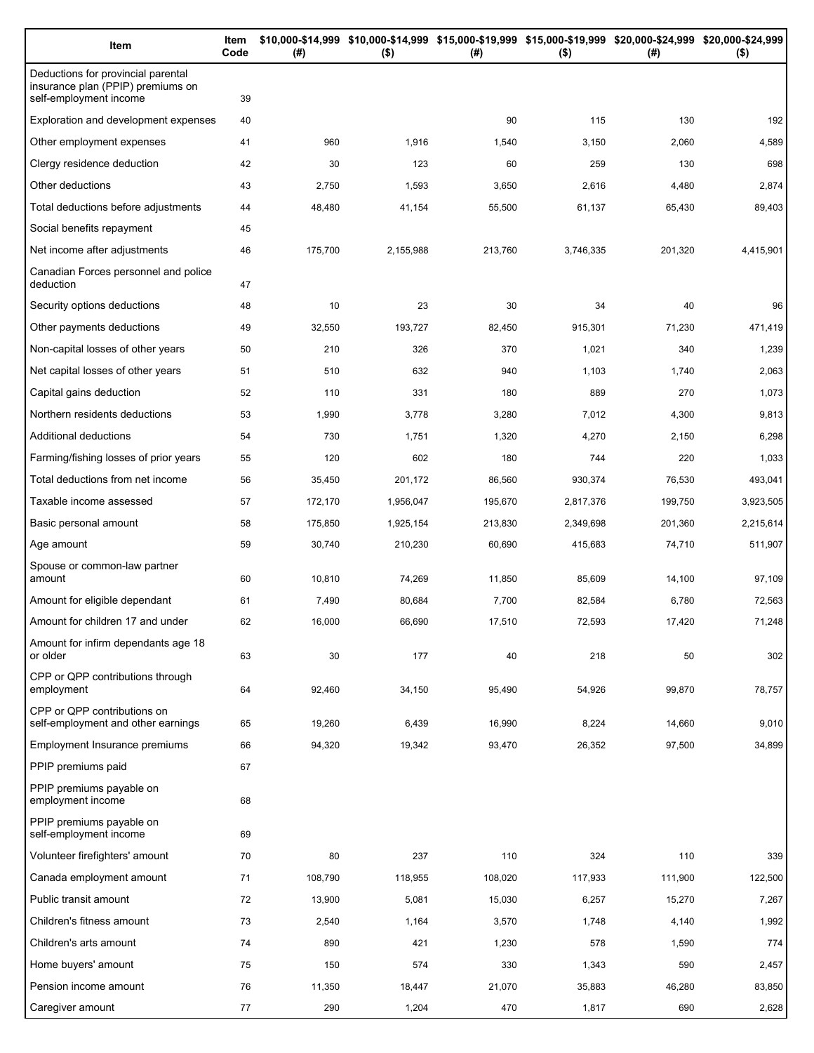| Item | Item Code | $10,000-$14,999 (#) | $10,000-$14,999 ($) | $15,000-$19,999 (#) | $15,000-$19,999 ($) | $20,000-$24,999 (#) | $20,000-$24,999 ($) |
|---|---|---|---|---|---|---|---|
| Deductions for provincial parental insurance plan (PPIP) premiums on self-employment income | 39 | | | | | | |
| Exploration and development expenses | 40 | | | 90 | 115 | 130 | 192 |
| Other employment expenses | 41 | 960 | 1,916 | 1,540 | 3,150 | 2,060 | 4,589 |
| Clergy residence deduction | 42 | 30 | 123 | 60 | 259 | 130 | 698 |
| Other deductions | 43 | 2,750 | 1,593 | 3,650 | 2,616 | 4,480 | 2,874 |
| Total deductions before adjustments | 44 | 48,480 | 41,154 | 55,500 | 61,137 | 65,430 | 89,403 |
| Social benefits repayment | 45 | | | | | | |
| Net income after adjustments | 46 | 175,700 | 2,155,988 | 213,760 | 3,746,335 | 201,320 | 4,415,901 |
| Canadian Forces personnel and police deduction | 47 | | | | | | |
| Security options deductions | 48 | 10 | 23 | 30 | 34 | 40 | 96 |
| Other payments deductions | 49 | 32,550 | 193,727 | 82,450 | 915,301 | 71,230 | 471,419 |
| Non-capital losses of other years | 50 | 210 | 326 | 370 | 1,021 | 340 | 1,239 |
| Net capital losses of other years | 51 | 510 | 632 | 940 | 1,103 | 1,740 | 2,063 |
| Capital gains deduction | 52 | 110 | 331 | 180 | 889 | 270 | 1,073 |
| Northern residents deductions | 53 | 1,990 | 3,778 | 3,280 | 7,012 | 4,300 | 9,813 |
| Additional deductions | 54 | 730 | 1,751 | 1,320 | 4,270 | 2,150 | 6,298 |
| Farming/fishing losses of prior years | 55 | 120 | 602 | 180 | 744 | 220 | 1,033 |
| Total deductions from net income | 56 | 35,450 | 201,172 | 86,560 | 930,374 | 76,530 | 493,041 |
| Taxable income assessed | 57 | 172,170 | 1,956,047 | 195,670 | 2,817,376 | 199,750 | 3,923,505 |
| Basic personal amount | 58 | 175,850 | 1,925,154 | 213,830 | 2,349,698 | 201,360 | 2,215,614 |
| Age amount | 59 | 30,740 | 210,230 | 60,690 | 415,683 | 74,710 | 511,907 |
| Spouse or common-law partner amount | 60 | 10,810 | 74,269 | 11,850 | 85,609 | 14,100 | 97,109 |
| Amount for eligible dependant | 61 | 7,490 | 80,684 | 7,700 | 82,584 | 6,780 | 72,563 |
| Amount for children 17 and under | 62 | 16,000 | 66,690 | 17,510 | 72,593 | 17,420 | 71,248 |
| Amount for infirm dependants age 18 or older | 63 | 30 | 177 | 40 | 218 | 50 | 302 |
| CPP or QPP contributions through employment | 64 | 92,460 | 34,150 | 95,490 | 54,926 | 99,870 | 78,757 |
| CPP or QPP contributions on self-employment and other earnings | 65 | 19,260 | 6,439 | 16,990 | 8,224 | 14,660 | 9,010 |
| Employment Insurance premiums | 66 | 94,320 | 19,342 | 93,470 | 26,352 | 97,500 | 34,899 |
| PPIP premiums paid | 67 | | | | | | |
| PPIP premiums payable on employment income | 68 | | | | | | |
| PPIP premiums payable on self-employment income | 69 | | | | | | |
| Volunteer firefighters' amount | 70 | 80 | 237 | 110 | 324 | 110 | 339 |
| Canada employment amount | 71 | 108,790 | 118,955 | 108,020 | 117,933 | 111,900 | 122,500 |
| Public transit amount | 72 | 13,900 | 5,081 | 15,030 | 6,257 | 15,270 | 7,267 |
| Children's fitness amount | 73 | 2,540 | 1,164 | 3,570 | 1,748 | 4,140 | 1,992 |
| Children's arts amount | 74 | 890 | 421 | 1,230 | 578 | 1,590 | 774 |
| Home buyers' amount | 75 | 150 | 574 | 330 | 1,343 | 590 | 2,457 |
| Pension income amount | 76 | 11,350 | 18,447 | 21,070 | 35,883 | 46,280 | 83,850 |
| Caregiver amount | 77 | 290 | 1,204 | 470 | 1,817 | 690 | 2,628 |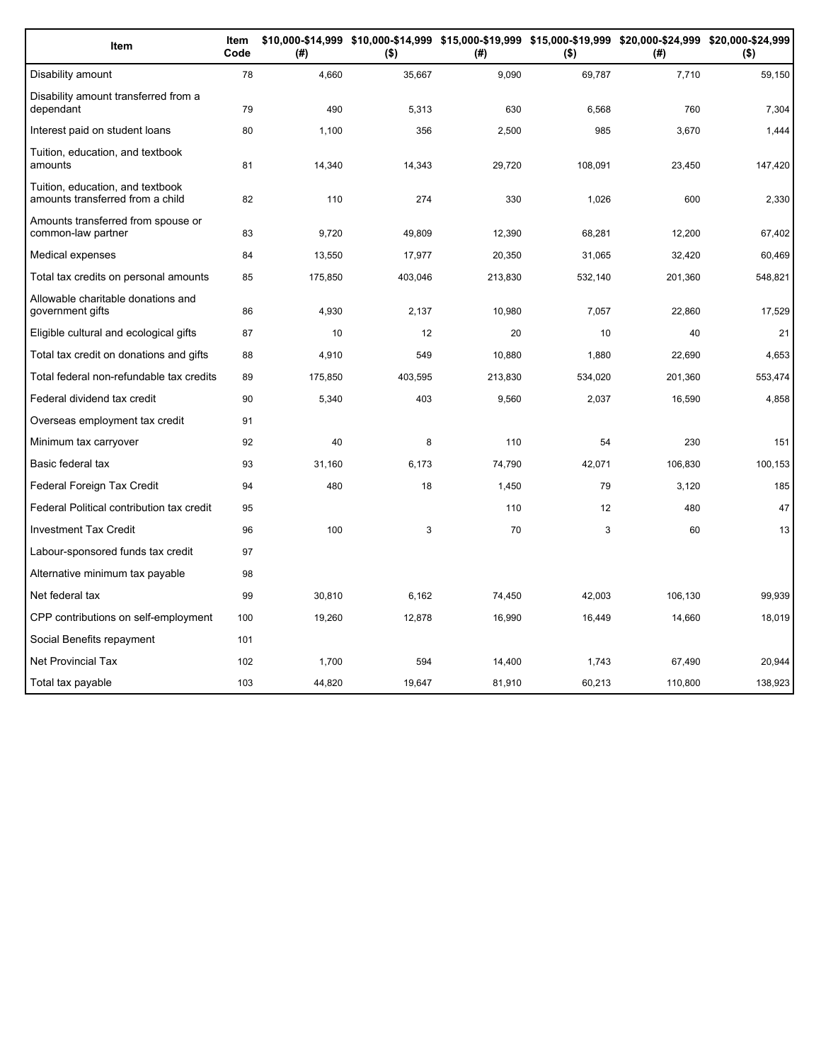| Item | Item Code | $10,000-$14,999 (#) | $10,000-$14,999 ($) | $15,000-$19,999 (#) | $15,000-$19,999 ($) | $20,000-$24,999 (#) | $20,000-$24,999 ($) |
|---|---|---|---|---|---|---|---|
| Disability amount | 78 | 4,660 | 35,667 | 9,090 | 69,787 | 7,710 | 59,150 |
| Disability amount transferred from a dependant | 79 | 490 | 5,313 | 630 | 6,568 | 760 | 7,304 |
| Interest paid on student loans | 80 | 1,100 | 356 | 2,500 | 985 | 3,670 | 1,444 |
| Tuition, education, and textbook amounts | 81 | 14,340 | 14,343 | 29,720 | 108,091 | 23,450 | 147,420 |
| Tuition, education, and textbook amounts transferred from a child | 82 | 110 | 274 | 330 | 1,026 | 600 | 2,330 |
| Amounts transferred from spouse or common-law partner | 83 | 9,720 | 49,809 | 12,390 | 68,281 | 12,200 | 67,402 |
| Medical expenses | 84 | 13,550 | 17,977 | 20,350 | 31,065 | 32,420 | 60,469 |
| Total tax credits on personal amounts | 85 | 175,850 | 403,046 | 213,830 | 532,140 | 201,360 | 548,821 |
| Allowable charitable donations and government gifts | 86 | 4,930 | 2,137 | 10,980 | 7,057 | 22,860 | 17,529 |
| Eligible cultural and ecological gifts | 87 | 10 | 12 | 20 | 10 | 40 | 21 |
| Total tax credit on donations and gifts | 88 | 4,910 | 549 | 10,880 | 1,880 | 22,690 | 4,653 |
| Total federal non-refundable tax credits | 89 | 175,850 | 403,595 | 213,830 | 534,020 | 201,360 | 553,474 |
| Federal dividend tax credit | 90 | 5,340 | 403 | 9,560 | 2,037 | 16,590 | 4,858 |
| Overseas employment tax credit | 91 | | | | | | |
| Minimum tax carryover | 92 | 40 | 8 | 110 | 54 | 230 | 151 |
| Basic federal tax | 93 | 31,160 | 6,173 | 74,790 | 42,071 | 106,830 | 100,153 |
| Federal Foreign Tax Credit | 94 | 480 | 18 | 1,450 | 79 | 3,120 | 185 |
| Federal Political contribution tax credit | 95 | | | 110 | 12 | 480 | 47 |
| Investment Tax Credit | 96 | 100 | 3 | 70 | 3 | 60 | 13 |
| Labour-sponsored funds tax credit | 97 | | | | | | |
| Alternative minimum tax payable | 98 | | | | | | |
| Net federal tax | 99 | 30,810 | 6,162 | 74,450 | 42,003 | 106,130 | 99,939 |
| CPP contributions on self-employment | 100 | 19,260 | 12,878 | 16,990 | 16,449 | 14,660 | 18,019 |
| Social Benefits repayment | 101 | | | | | | |
| Net Provincial Tax | 102 | 1,700 | 594 | 14,400 | 1,743 | 67,490 | 20,944 |
| Total tax payable | 103 | 44,820 | 19,647 | 81,910 | 60,213 | 110,800 | 138,923 |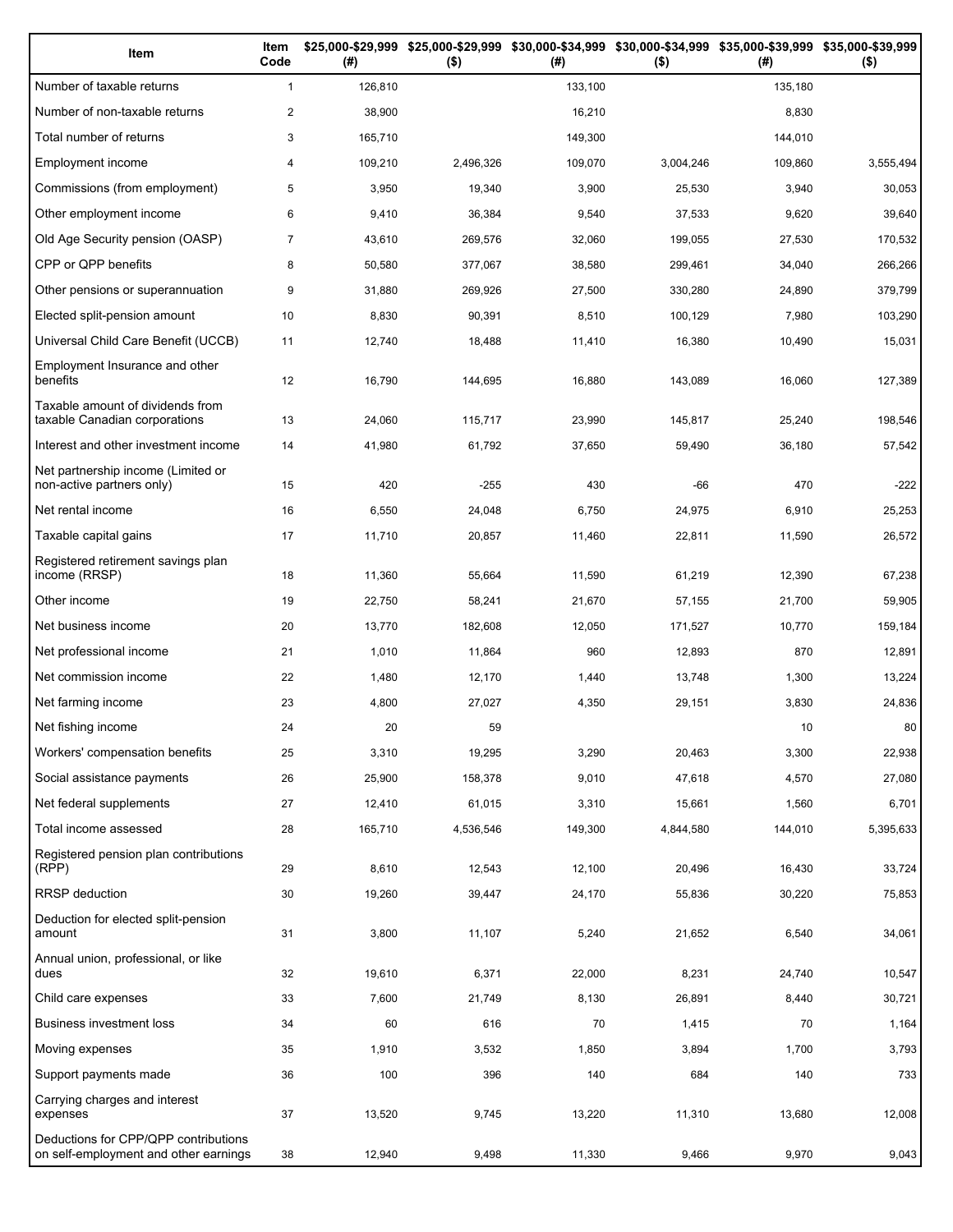| Item | Item Code | $25,000-$29,999 (#) | $25,000-$29,999 ($) | $30,000-$34,999 (#) | $30,000-$34,999 ($) | $35,000-$39,999 (#) | $35,000-$39,999 ($) |
|---|---|---|---|---|---|---|---|
| Number of taxable returns | 1 | 126,810 | | 133,100 | | 135,180 | |
| Number of non-taxable returns | 2 | 38,900 | | 16,210 | | 8,830 | |
| Total number of returns | 3 | 165,710 | | 149,300 | | 144,010 | |
| Employment income | 4 | 109,210 | 2,496,326 | 109,070 | 3,004,246 | 109,860 | 3,555,494 |
| Commissions (from employment) | 5 | 3,950 | 19,340 | 3,900 | 25,530 | 3,940 | 30,053 |
| Other employment income | 6 | 9,410 | 36,384 | 9,540 | 37,533 | 9,620 | 39,640 |
| Old Age Security pension (OASP) | 7 | 43,610 | 269,576 | 32,060 | 199,055 | 27,530 | 170,532 |
| CPP or QPP benefits | 8 | 50,580 | 377,067 | 38,580 | 299,461 | 34,040 | 266,266 |
| Other pensions or superannuation | 9 | 31,880 | 269,926 | 27,500 | 330,280 | 24,890 | 379,799 |
| Elected split-pension amount | 10 | 8,830 | 90,391 | 8,510 | 100,129 | 7,980 | 103,290 |
| Universal Child Care Benefit (UCCB) | 11 | 12,740 | 18,488 | 11,410 | 16,380 | 10,490 | 15,031 |
| Employment Insurance and other benefits | 12 | 16,790 | 144,695 | 16,880 | 143,089 | 16,060 | 127,389 |
| Taxable amount of dividends from taxable Canadian corporations | 13 | 24,060 | 115,717 | 23,990 | 145,817 | 25,240 | 198,546 |
| Interest and other investment income | 14 | 41,980 | 61,792 | 37,650 | 59,490 | 36,180 | 57,542 |
| Net partnership income (Limited or non-active partners only) | 15 | 420 | -255 | 430 | -66 | 470 | -222 |
| Net rental income | 16 | 6,550 | 24,048 | 6,750 | 24,975 | 6,910 | 25,253 |
| Taxable capital gains | 17 | 11,710 | 20,857 | 11,460 | 22,811 | 11,590 | 26,572 |
| Registered retirement savings plan income (RRSP) | 18 | 11,360 | 55,664 | 11,590 | 61,219 | 12,390 | 67,238 |
| Other income | 19 | 22,750 | 58,241 | 21,670 | 57,155 | 21,700 | 59,905 |
| Net business income | 20 | 13,770 | 182,608 | 12,050 | 171,527 | 10,770 | 159,184 |
| Net professional income | 21 | 1,010 | 11,864 | 960 | 12,893 | 870 | 12,891 |
| Net commission income | 22 | 1,480 | 12,170 | 1,440 | 13,748 | 1,300 | 13,224 |
| Net farming income | 23 | 4,800 | 27,027 | 4,350 | 29,151 | 3,830 | 24,836 |
| Net fishing income | 24 | 20 | 59 | | | 10 | 80 |
| Workers' compensation benefits | 25 | 3,310 | 19,295 | 3,290 | 20,463 | 3,300 | 22,938 |
| Social assistance payments | 26 | 25,900 | 158,378 | 9,010 | 47,618 | 4,570 | 27,080 |
| Net federal supplements | 27 | 12,410 | 61,015 | 3,310 | 15,661 | 1,560 | 6,701 |
| Total income assessed | 28 | 165,710 | 4,536,546 | 149,300 | 4,844,580 | 144,010 | 5,395,633 |
| Registered pension plan contributions (RPP) | 29 | 8,610 | 12,543 | 12,100 | 20,496 | 16,430 | 33,724 |
| RRSP deduction | 30 | 19,260 | 39,447 | 24,170 | 55,836 | 30,220 | 75,853 |
| Deduction for elected split-pension amount | 31 | 3,800 | 11,107 | 5,240 | 21,652 | 6,540 | 34,061 |
| Annual union, professional, or like dues | 32 | 19,610 | 6,371 | 22,000 | 8,231 | 24,740 | 10,547 |
| Child care expenses | 33 | 7,600 | 21,749 | 8,130 | 26,891 | 8,440 | 30,721 |
| Business investment loss | 34 | 60 | 616 | 70 | 1,415 | 70 | 1,164 |
| Moving expenses | 35 | 1,910 | 3,532 | 1,850 | 3,894 | 1,700 | 3,793 |
| Support payments made | 36 | 100 | 396 | 140 | 684 | 140 | 733 |
| Carrying charges and interest expenses | 37 | 13,520 | 9,745 | 13,220 | 11,310 | 13,680 | 12,008 |
| Deductions for CPP/QPP contributions on self-employment and other earnings | 38 | 12,940 | 9,498 | 11,330 | 9,466 | 9,970 | 9,043 |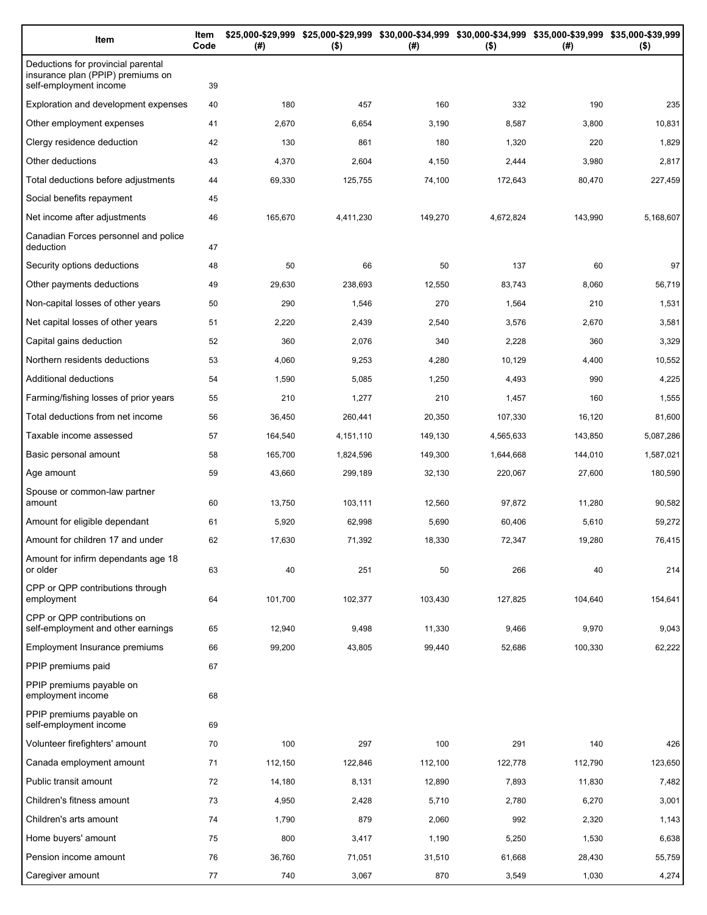| Item | Item Code | $25,000-$29,999 (#) | $25,000-$29,999 ($) | $30,000-$34,999 (#) | $30,000-$34,999 ($) | $35,000-$39,999 (#) | $35,000-$39,999 ($) |
|---|---|---|---|---|---|---|---|
| Deductions for provincial parental insurance plan (PPIP) premiums on self-employment income | 39 | | | | | | |
| Exploration and development expenses | 40 | 180 | 457 | 160 | 332 | 190 | 235 |
| Other employment expenses | 41 | 2,670 | 6,654 | 3,190 | 8,587 | 3,800 | 10,831 |
| Clergy residence deduction | 42 | 130 | 861 | 180 | 1,320 | 220 | 1,829 |
| Other deductions | 43 | 4,370 | 2,604 | 4,150 | 2,444 | 3,980 | 2,817 |
| Total deductions before adjustments | 44 | 69,330 | 125,755 | 74,100 | 172,643 | 80,470 | 227,459 |
| Social benefits repayment | 45 | | | | | | |
| Net income after adjustments | 46 | 165,670 | 4,411,230 | 149,270 | 4,672,824 | 143,990 | 5,168,607 |
| Canadian Forces personnel and police deduction | 47 | | | | | | |
| Security options deductions | 48 | 50 | 66 | 50 | 137 | 60 | 97 |
| Other payments deductions | 49 | 29,630 | 238,693 | 12,550 | 83,743 | 8,060 | 56,719 |
| Non-capital losses of other years | 50 | 290 | 1,546 | 270 | 1,564 | 210 | 1,531 |
| Net capital losses of other years | 51 | 2,220 | 2,439 | 2,540 | 3,576 | 2,670 | 3,581 |
| Capital gains deduction | 52 | 360 | 2,076 | 340 | 2,228 | 360 | 3,329 |
| Northern residents deductions | 53 | 4,060 | 9,253 | 4,280 | 10,129 | 4,400 | 10,552 |
| Additional deductions | 54 | 1,590 | 5,085 | 1,250 | 4,493 | 990 | 4,225 |
| Farming/fishing losses of prior years | 55 | 210 | 1,277 | 210 | 1,457 | 160 | 1,555 |
| Total deductions from net income | 56 | 36,450 | 260,441 | 20,350 | 107,330 | 16,120 | 81,600 |
| Taxable income assessed | 57 | 164,540 | 4,151,110 | 149,130 | 4,565,633 | 143,850 | 5,087,286 |
| Basic personal amount | 58 | 165,700 | 1,824,596 | 149,300 | 1,644,668 | 144,010 | 1,587,021 |
| Age amount | 59 | 43,660 | 299,189 | 32,130 | 220,067 | 27,600 | 180,590 |
| Spouse or common-law partner amount | 60 | 13,750 | 103,111 | 12,560 | 97,872 | 11,280 | 90,582 |
| Amount for eligible dependant | 61 | 5,920 | 62,998 | 5,690 | 60,406 | 5,610 | 59,272 |
| Amount for children 17 and under | 62 | 17,630 | 71,392 | 18,330 | 72,347 | 19,280 | 76,415 |
| Amount for infirm dependants age 18 or older | 63 | 40 | 251 | 50 | 266 | 40 | 214 |
| CPP or QPP contributions through employment | 64 | 101,700 | 102,377 | 103,430 | 127,825 | 104,640 | 154,641 |
| CPP or QPP contributions on self-employment and other earnings | 65 | 12,940 | 9,498 | 11,330 | 9,466 | 9,970 | 9,043 |
| Employment Insurance premiums | 66 | 99,200 | 43,805 | 99,440 | 52,686 | 100,330 | 62,222 |
| PPIP premiums paid | 67 | | | | | | |
| PPIP premiums payable on employment income | 68 | | | | | | |
| PPIP premiums payable on self-employment income | 69 | | | | | | |
| Volunteer firefighters' amount | 70 | 100 | 297 | 100 | 291 | 140 | 426 |
| Canada employment amount | 71 | 112,150 | 122,846 | 112,100 | 122,778 | 112,790 | 123,650 |
| Public transit amount | 72 | 14,180 | 8,131 | 12,890 | 7,893 | 11,830 | 7,482 |
| Children's fitness amount | 73 | 4,950 | 2,428 | 5,710 | 2,780 | 6,270 | 3,001 |
| Children's arts amount | 74 | 1,790 | 879 | 2,060 | 992 | 2,320 | 1,143 |
| Home buyers' amount | 75 | 800 | 3,417 | 1,190 | 5,250 | 1,530 | 6,638 |
| Pension income amount | 76 | 36,760 | 71,051 | 31,510 | 61,668 | 28,430 | 55,759 |
| Caregiver amount | 77 | 740 | 3,067 | 870 | 3,549 | 1,030 | 4,274 |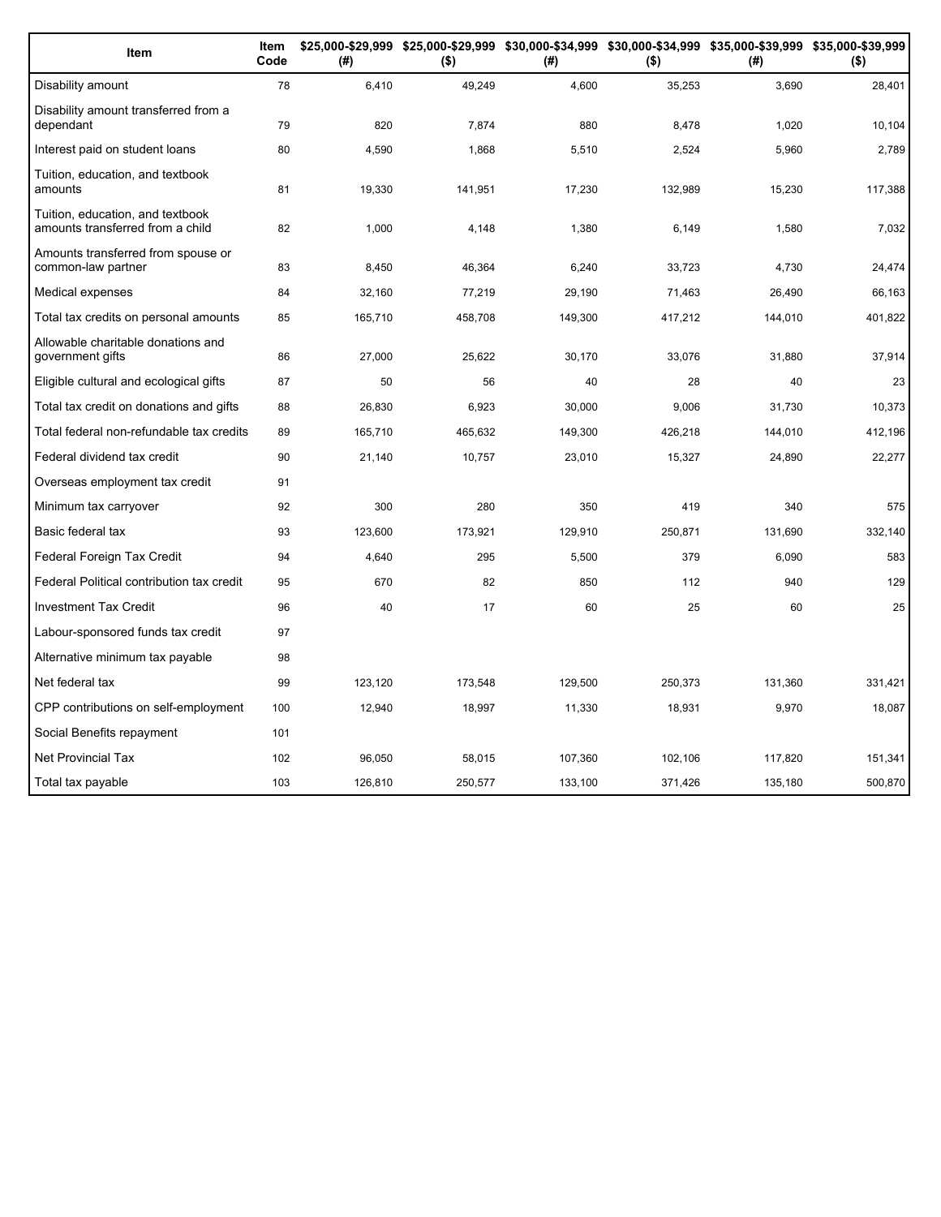| Item | Item Code | $25,000-$29,999 (#) | $25,000-$29,999 ($) | $30,000-$34,999 (#) | $30,000-$34,999 ($) | $35,000-$39,999 (#) | $35,000-$39,999 ($) |
|---|---|---|---|---|---|---|---|
| Disability amount | 78 | 6,410 | 49,249 | 4,600 | 35,253 | 3,690 | 28,401 |
| Disability amount transferred from a dependant | 79 | 820 | 7,874 | 880 | 8,478 | 1,020 | 10,104 |
| Interest paid on student loans | 80 | 4,590 | 1,868 | 5,510 | 2,524 | 5,960 | 2,789 |
| Tuition, education, and textbook amounts | 81 | 19,330 | 141,951 | 17,230 | 132,989 | 15,230 | 117,388 |
| Tuition, education, and textbook amounts transferred from a child | 82 | 1,000 | 4,148 | 1,380 | 6,149 | 1,580 | 7,032 |
| Amounts transferred from spouse or common-law partner | 83 | 8,450 | 46,364 | 6,240 | 33,723 | 4,730 | 24,474 |
| Medical expenses | 84 | 32,160 | 77,219 | 29,190 | 71,463 | 26,490 | 66,163 |
| Total tax credits on personal amounts | 85 | 165,710 | 458,708 | 149,300 | 417,212 | 144,010 | 401,822 |
| Allowable charitable donations and government gifts | 86 | 27,000 | 25,622 | 30,170 | 33,076 | 31,880 | 37,914 |
| Eligible cultural and ecological gifts | 87 | 50 | 56 | 40 | 28 | 40 | 23 |
| Total tax credit on donations and gifts | 88 | 26,830 | 6,923 | 30,000 | 9,006 | 31,730 | 10,373 |
| Total federal non-refundable tax credits | 89 | 165,710 | 465,632 | 149,300 | 426,218 | 144,010 | 412,196 |
| Federal dividend tax credit | 90 | 21,140 | 10,757 | 23,010 | 15,327 | 24,890 | 22,277 |
| Overseas employment tax credit | 91 | | | | | | |
| Minimum tax carryover | 92 | 300 | 280 | 350 | 419 | 340 | 575 |
| Basic federal tax | 93 | 123,600 | 173,921 | 129,910 | 250,871 | 131,690 | 332,140 |
| Federal Foreign Tax Credit | 94 | 4,640 | 295 | 5,500 | 379 | 6,090 | 583 |
| Federal Political contribution tax credit | 95 | 670 | 82 | 850 | 112 | 940 | 129 |
| Investment Tax Credit | 96 | 40 | 17 | 60 | 25 | 60 | 25 |
| Labour-sponsored funds tax credit | 97 | | | | | | |
| Alternative minimum tax payable | 98 | | | | | | |
| Net federal tax | 99 | 123,120 | 173,548 | 129,500 | 250,373 | 131,360 | 331,421 |
| CPP contributions on self-employment | 100 | 12,940 | 18,997 | 11,330 | 18,931 | 9,970 | 18,087 |
| Social Benefits repayment | 101 | | | | | | |
| Net Provincial Tax | 102 | 96,050 | 58,015 | 107,360 | 102,106 | 117,820 | 151,341 |
| Total tax payable | 103 | 126,810 | 250,577 | 133,100 | 371,426 | 135,180 | 500,870 |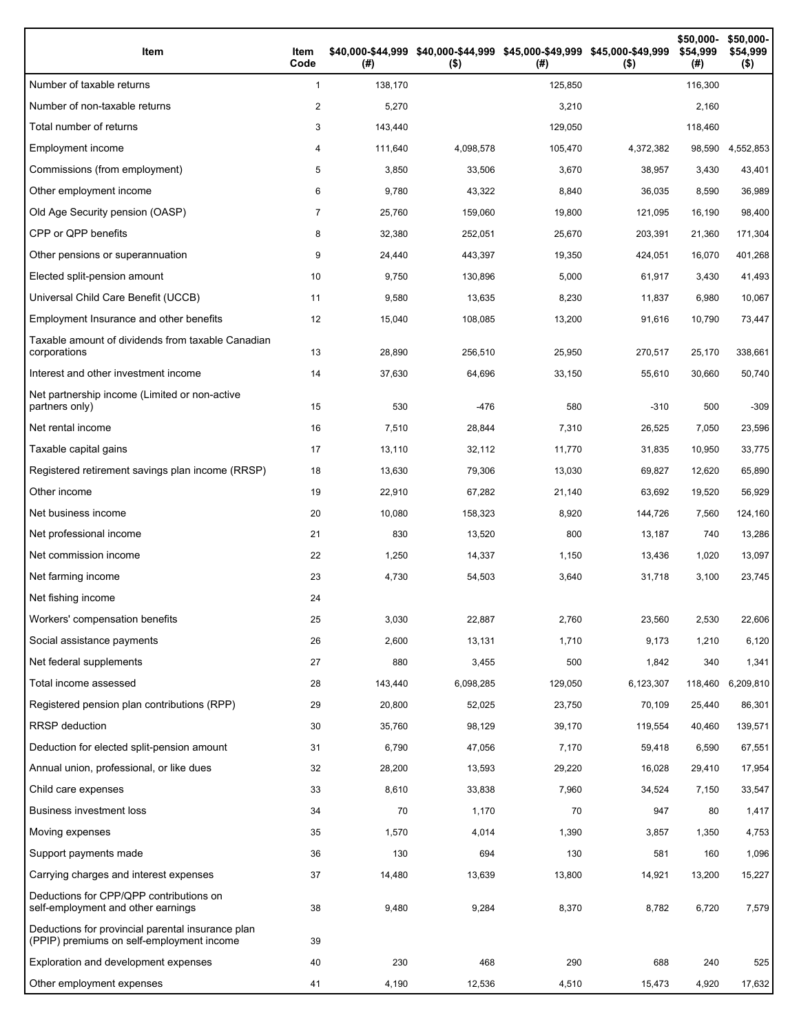| Item | Item Code | $40,000-$44,999 (#) | $40,000-$44,999 ($) | $45,000-$49,999 (#) | $45,000-$49,999 ($) | $50,000-$54,999 (#) | $50,000-$54,999 ($) |
|---|---|---|---|---|---|---|---|
| Number of taxable returns | 1 | 138,170 | | 125,850 | | 116,300 | |
| Number of non-taxable returns | 2 | 5,270 | | 3,210 | | 2,160 | |
| Total number of returns | 3 | 143,440 | | 129,050 | | 118,460 | |
| Employment income | 4 | 111,640 | 4,098,578 | 105,470 | 4,372,382 | 98,590 | 4,552,853 |
| Commissions (from employment) | 5 | 3,850 | 33,506 | 3,670 | 38,957 | 3,430 | 43,401 |
| Other employment income | 6 | 9,780 | 43,322 | 8,840 | 36,035 | 8,590 | 36,989 |
| Old Age Security pension (OASP) | 7 | 25,760 | 159,060 | 19,800 | 121,095 | 16,190 | 98,400 |
| CPP or QPP benefits | 8 | 32,380 | 252,051 | 25,670 | 203,391 | 21,360 | 171,304 |
| Other pensions or superannuation | 9 | 24,440 | 443,397 | 19,350 | 424,051 | 16,070 | 401,268 |
| Elected split-pension amount | 10 | 9,750 | 130,896 | 5,000 | 61,917 | 3,430 | 41,493 |
| Universal Child Care Benefit (UCCB) | 11 | 9,580 | 13,635 | 8,230 | 11,837 | 6,980 | 10,067 |
| Employment Insurance and other benefits | 12 | 15,040 | 108,085 | 13,200 | 91,616 | 10,790 | 73,447 |
| Taxable amount of dividends from taxable Canadian corporations | 13 | 28,890 | 256,510 | 25,950 | 270,517 | 25,170 | 338,661 |
| Interest and other investment income | 14 | 37,630 | 64,696 | 33,150 | 55,610 | 30,660 | 50,740 |
| Net partnership income (Limited or non-active partners only) | 15 | 530 | -476 | 580 | -310 | 500 | -309 |
| Net rental income | 16 | 7,510 | 28,844 | 7,310 | 26,525 | 7,050 | 23,596 |
| Taxable capital gains | 17 | 13,110 | 32,112 | 11,770 | 31,835 | 10,950 | 33,775 |
| Registered retirement savings plan income (RRSP) | 18 | 13,630 | 79,306 | 13,030 | 69,827 | 12,620 | 65,890 |
| Other income | 19 | 22,910 | 67,282 | 21,140 | 63,692 | 19,520 | 56,929 |
| Net business income | 20 | 10,080 | 158,323 | 8,920 | 144,726 | 7,560 | 124,160 |
| Net professional income | 21 | 830 | 13,520 | 800 | 13,187 | 740 | 13,286 |
| Net commission income | 22 | 1,250 | 14,337 | 1,150 | 13,436 | 1,020 | 13,097 |
| Net farming income | 23 | 4,730 | 54,503 | 3,640 | 31,718 | 3,100 | 23,745 |
| Net fishing income | 24 | | | | | | |
| Workers' compensation benefits | 25 | 3,030 | 22,887 | 2,760 | 23,560 | 2,530 | 22,606 |
| Social assistance payments | 26 | 2,600 | 13,131 | 1,710 | 9,173 | 1,210 | 6,120 |
| Net federal supplements | 27 | 880 | 3,455 | 500 | 1,842 | 340 | 1,341 |
| Total income assessed | 28 | 143,440 | 6,098,285 | 129,050 | 6,123,307 | 118,460 | 6,209,810 |
| Registered pension plan contributions (RPP) | 29 | 20,800 | 52,025 | 23,750 | 70,109 | 25,440 | 86,301 |
| RRSP deduction | 30 | 35,760 | 98,129 | 39,170 | 119,554 | 40,460 | 139,571 |
| Deduction for elected split-pension amount | 31 | 6,790 | 47,056 | 7,170 | 59,418 | 6,590 | 67,551 |
| Annual union, professional, or like dues | 32 | 28,200 | 13,593 | 29,220 | 16,028 | 29,410 | 17,954 |
| Child care expenses | 33 | 8,610 | 33,838 | 7,960 | 34,524 | 7,150 | 33,547 |
| Business investment loss | 34 | 70 | 1,170 | 70 | 947 | 80 | 1,417 |
| Moving expenses | 35 | 1,570 | 4,014 | 1,390 | 3,857 | 1,350 | 4,753 |
| Support payments made | 36 | 130 | 694 | 130 | 581 | 160 | 1,096 |
| Carrying charges and interest expenses | 37 | 14,480 | 13,639 | 13,800 | 14,921 | 13,200 | 15,227 |
| Deductions for CPP/QPP contributions on self-employment and other earnings | 38 | 9,480 | 9,284 | 8,370 | 8,782 | 6,720 | 7,579 |
| Deductions for provincial parental insurance plan (PPIP) premiums on self-employment income | 39 | | | | | | |
| Exploration and development expenses | 40 | 230 | 468 | 290 | 688 | 240 | 525 |
| Other employment expenses | 41 | 4,190 | 12,536 | 4,510 | 15,473 | 4,920 | 17,632 |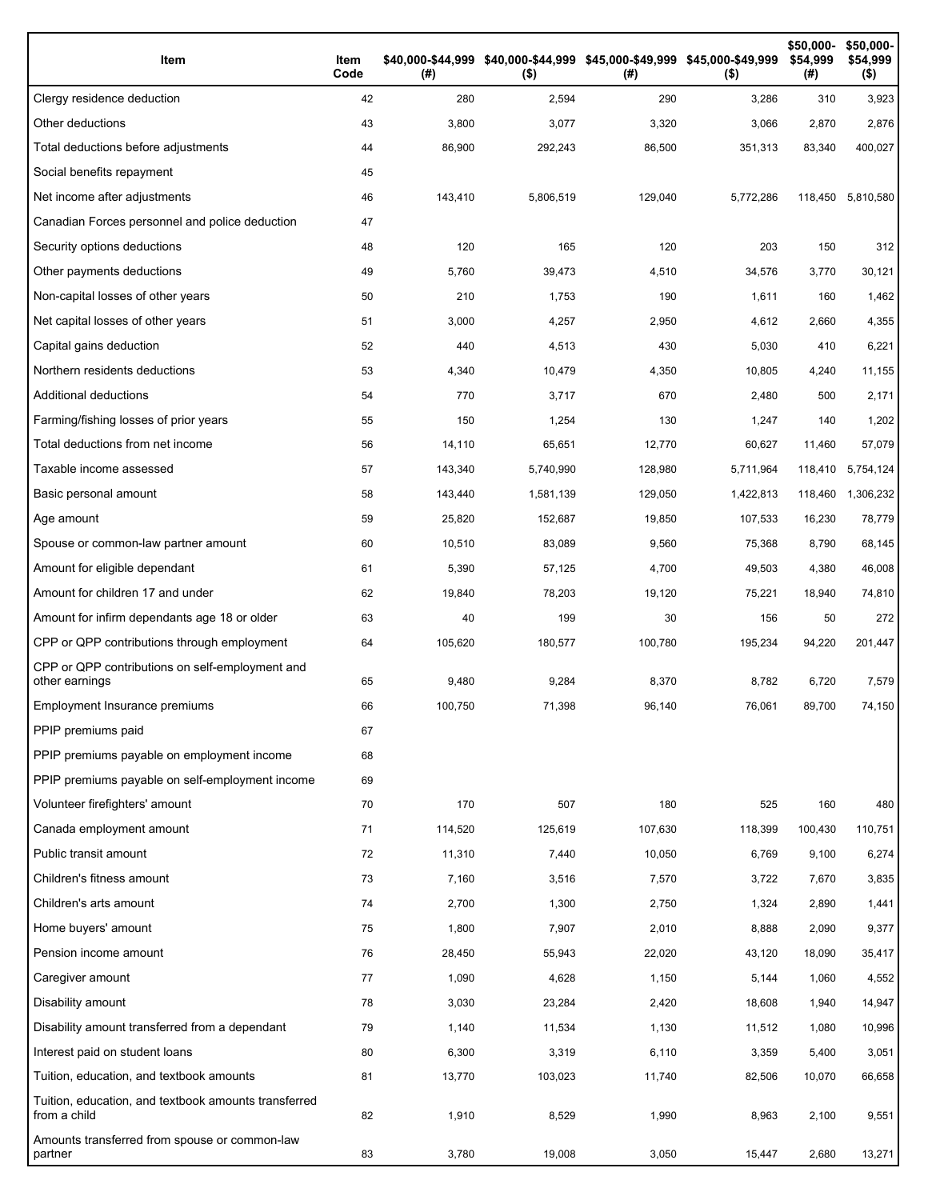| Item | Item Code | $40,000-$44,999 (#) | $40,000-$44,999 ($) | $45,000-$49,999 (#) | $45,000-$49,999 ($) | $50,000-$54,999 (#) | $50,000-$54,999 ($) |
|---|---|---|---|---|---|---|---|
| Clergy residence deduction | 42 | 280 | 2,594 | 290 | 3,286 | 310 | 3,923 |
| Other deductions | 43 | 3,800 | 3,077 | 3,320 | 3,066 | 2,870 | 2,876 |
| Total deductions before adjustments | 44 | 86,900 | 292,243 | 86,500 | 351,313 | 83,340 | 400,027 |
| Social benefits repayment | 45 | | | | | | |
| Net income after adjustments | 46 | 143,410 | 5,806,519 | 129,040 | 5,772,286 | 118,450 | 5,810,580 |
| Canadian Forces personnel and police deduction | 47 | | | | | | |
| Security options deductions | 48 | 120 | 165 | 120 | 203 | 150 | 312 |
| Other payments deductions | 49 | 5,760 | 39,473 | 4,510 | 34,576 | 3,770 | 30,121 |
| Non-capital losses of other years | 50 | 210 | 1,753 | 190 | 1,611 | 160 | 1,462 |
| Net capital losses of other years | 51 | 3,000 | 4,257 | 2,950 | 4,612 | 2,660 | 4,355 |
| Capital gains deduction | 52 | 440 | 4,513 | 430 | 5,030 | 410 | 6,221 |
| Northern residents deductions | 53 | 4,340 | 10,479 | 4,350 | 10,805 | 4,240 | 11,155 |
| Additional deductions | 54 | 770 | 3,717 | 670 | 2,480 | 500 | 2,171 |
| Farming/fishing losses of prior years | 55 | 150 | 1,254 | 130 | 1,247 | 140 | 1,202 |
| Total deductions from net income | 56 | 14,110 | 65,651 | 12,770 | 60,627 | 11,460 | 57,079 |
| Taxable income assessed | 57 | 143,340 | 5,740,990 | 128,980 | 5,711,964 | 118,410 | 5,754,124 |
| Basic personal amount | 58 | 143,440 | 1,581,139 | 129,050 | 1,422,813 | 118,460 | 1,306,232 |
| Age amount | 59 | 25,820 | 152,687 | 19,850 | 107,533 | 16,230 | 78,779 |
| Spouse or common-law partner amount | 60 | 10,510 | 83,089 | 9,560 | 75,368 | 8,790 | 68,145 |
| Amount for eligible dependant | 61 | 5,390 | 57,125 | 4,700 | 49,503 | 4,380 | 46,008 |
| Amount for children 17 and under | 62 | 19,840 | 78,203 | 19,120 | 75,221 | 18,940 | 74,810 |
| Amount for infirm dependants age 18 or older | 63 | 40 | 199 | 30 | 156 | 50 | 272 |
| CPP or QPP contributions through employment | 64 | 105,620 | 180,577 | 100,780 | 195,234 | 94,220 | 201,447 |
| CPP or QPP contributions on self-employment and other earnings | 65 | 9,480 | 9,284 | 8,370 | 8,782 | 6,720 | 7,579 |
| Employment Insurance premiums | 66 | 100,750 | 71,398 | 96,140 | 76,061 | 89,700 | 74,150 |
| PPIP premiums paid | 67 | | | | | | |
| PPIP premiums payable on employment income | 68 | | | | | | |
| PPIP premiums payable on self-employment income | 69 | | | | | | |
| Volunteer firefighters' amount | 70 | 170 | 507 | 180 | 525 | 160 | 480 |
| Canada employment amount | 71 | 114,520 | 125,619 | 107,630 | 118,399 | 100,430 | 110,751 |
| Public transit amount | 72 | 11,310 | 7,440 | 10,050 | 6,769 | 9,100 | 6,274 |
| Children's fitness amount | 73 | 7,160 | 3,516 | 7,570 | 3,722 | 7,670 | 3,835 |
| Children's arts amount | 74 | 2,700 | 1,300 | 2,750 | 1,324 | 2,890 | 1,441 |
| Home buyers' amount | 75 | 1,800 | 7,907 | 2,010 | 8,888 | 2,090 | 9,377 |
| Pension income amount | 76 | 28,450 | 55,943 | 22,020 | 43,120 | 18,090 | 35,417 |
| Caregiver amount | 77 | 1,090 | 4,628 | 1,150 | 5,144 | 1,060 | 4,552 |
| Disability amount | 78 | 3,030 | 23,284 | 2,420 | 18,608 | 1,940 | 14,947 |
| Disability amount transferred from a dependant | 79 | 1,140 | 11,534 | 1,130 | 11,512 | 1,080 | 10,996 |
| Interest paid on student loans | 80 | 6,300 | 3,319 | 6,110 | 3,359 | 5,400 | 3,051 |
| Tuition, education, and textbook amounts | 81 | 13,770 | 103,023 | 11,740 | 82,506 | 10,070 | 66,658 |
| Tuition, education, and textbook amounts transferred from a child | 82 | 1,910 | 8,529 | 1,990 | 8,963 | 2,100 | 9,551 |
| Amounts transferred from spouse or common-law partner | 83 | 3,780 | 19,008 | 3,050 | 15,447 | 2,680 | 13,271 |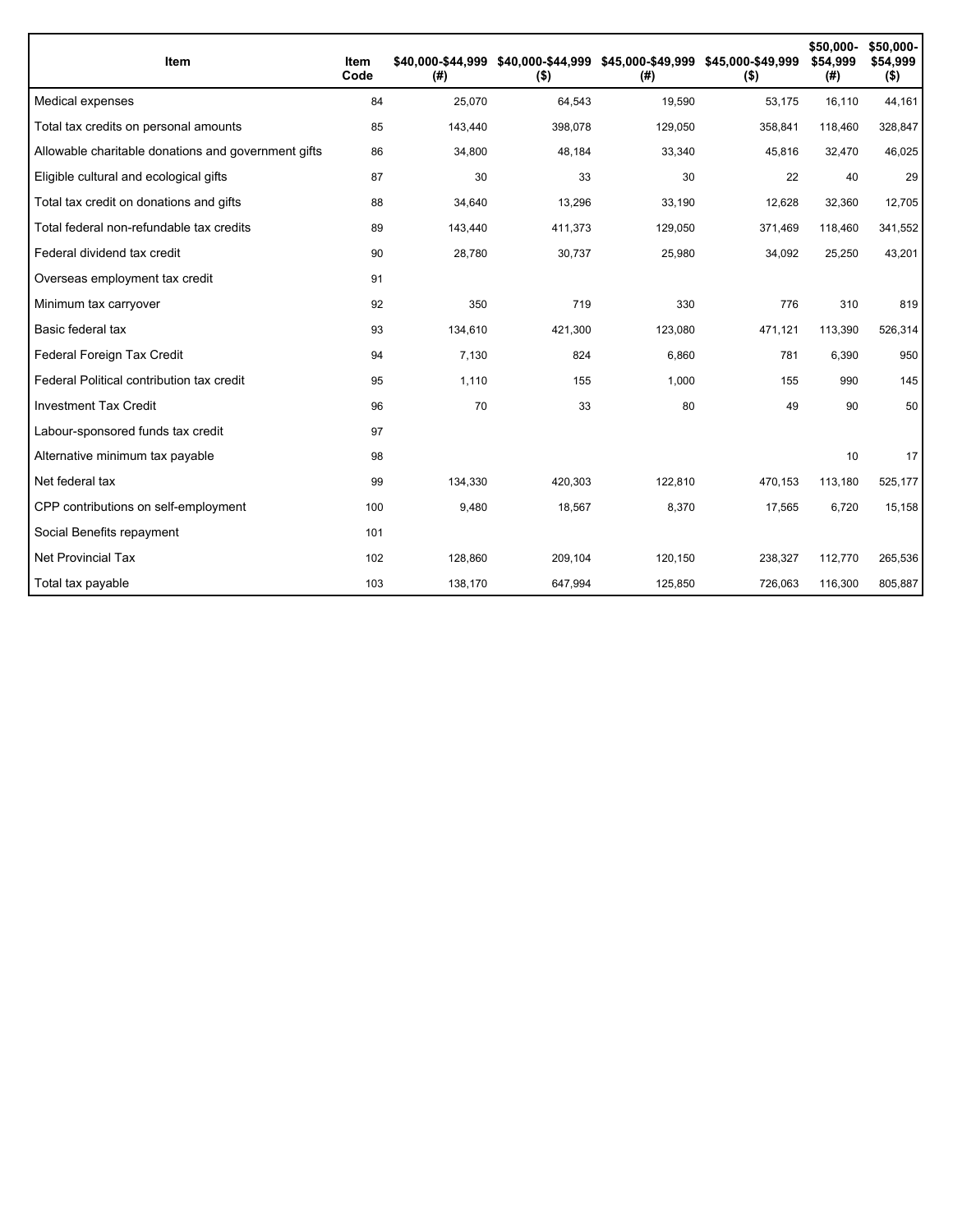| Item | Item Code | $40,000-$44,999 (#) | $40,000-$44,999 ($) | $45,000-$49,999 (#) | $45,000-$49,999 ($) | $50,000-$54,999 (#) | $50,000-$54,999 ($) |
|---|---|---|---|---|---|---|---|
| Medical expenses | 84 | 25,070 | 64,543 | 19,590 | 53,175 | 16,110 | 44,161 |
| Total tax credits on personal amounts | 85 | 143,440 | 398,078 | 129,050 | 358,841 | 118,460 | 328,847 |
| Allowable charitable donations and government gifts | 86 | 34,800 | 48,184 | 33,340 | 45,816 | 32,470 | 46,025 |
| Eligible cultural and ecological gifts | 87 | 30 | 33 | 30 | 22 | 40 | 29 |
| Total tax credit on donations and gifts | 88 | 34,640 | 13,296 | 33,190 | 12,628 | 32,360 | 12,705 |
| Total federal non-refundable tax credits | 89 | 143,440 | 411,373 | 129,050 | 371,469 | 118,460 | 341,552 |
| Federal dividend tax credit | 90 | 28,780 | 30,737 | 25,980 | 34,092 | 25,250 | 43,201 |
| Overseas employment tax credit | 91 | | | | | | |
| Minimum tax carryover | 92 | 350 | 719 | 330 | 776 | 310 | 819 |
| Basic federal tax | 93 | 134,610 | 421,300 | 123,080 | 471,121 | 113,390 | 526,314 |
| Federal Foreign Tax Credit | 94 | 7,130 | 824 | 6,860 | 781 | 6,390 | 950 |
| Federal Political contribution tax credit | 95 | 1,110 | 155 | 1,000 | 155 | 990 | 145 |
| Investment Tax Credit | 96 | 70 | 33 | 80 | 49 | 90 | 50 |
| Labour-sponsored funds tax credit | 97 | | | | | | |
| Alternative minimum tax payable | 98 | | | | | 10 | 17 |
| Net federal tax | 99 | 134,330 | 420,303 | 122,810 | 470,153 | 113,180 | 525,177 |
| CPP contributions on self-employment | 100 | 9,480 | 18,567 | 8,370 | 17,565 | 6,720 | 15,158 |
| Social Benefits repayment | 101 | | | | | | |
| Net Provincial Tax | 102 | 128,860 | 209,104 | 120,150 | 238,327 | 112,770 | 265,536 |
| Total tax payable | 103 | 138,170 | 647,994 | 125,850 | 726,063 | 116,300 | 805,887 |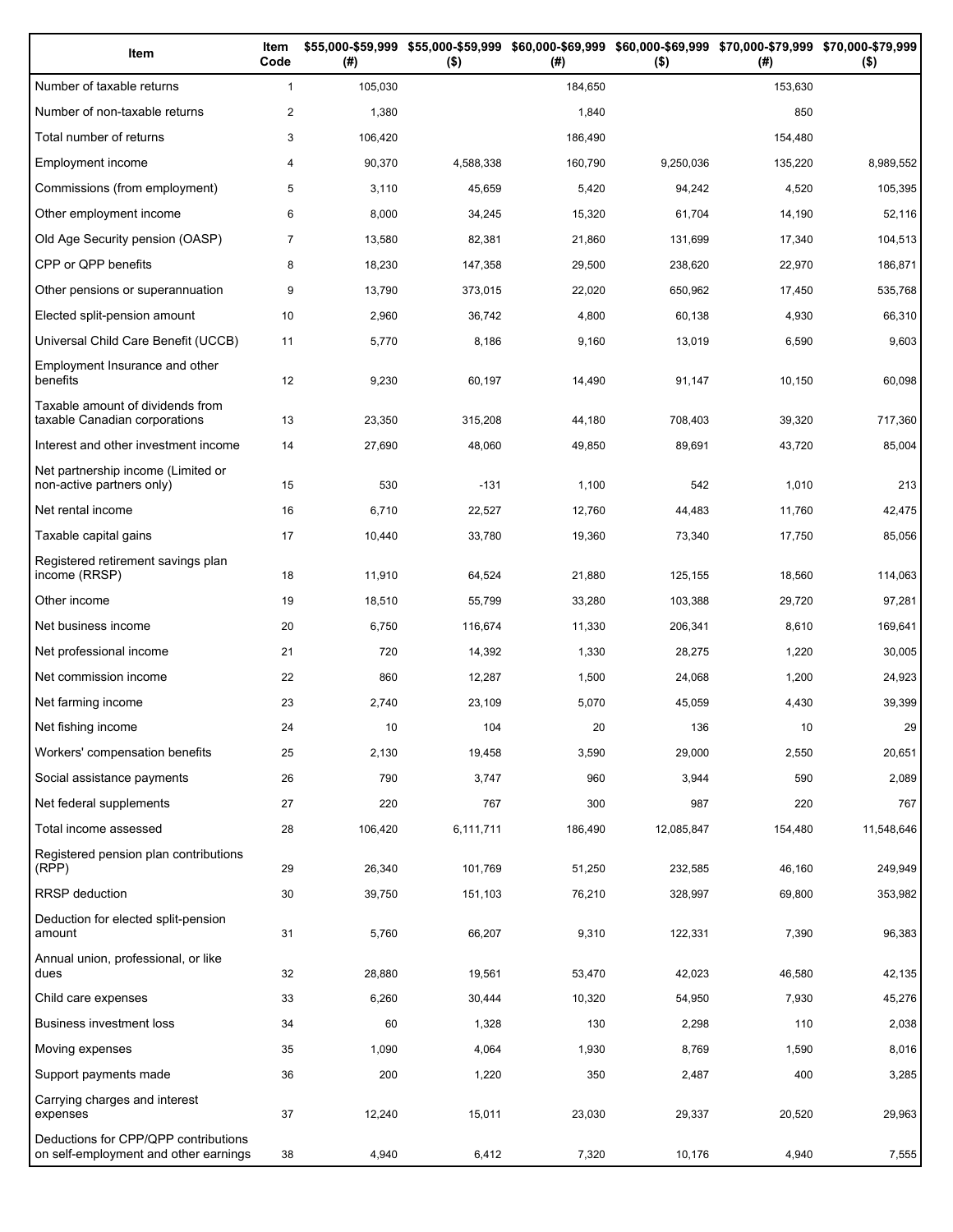| Item | Item Code | $55,000-$59,999 (#) | $55,000-$59,999 ($) | $60,000-$69,999 (#) | $60,000-$69,999 ($) | $70,000-$79,999 (#) | $70,000-$79,999 ($) |
|---|---|---|---|---|---|---|---|
| Number of taxable returns | 1 | 105,030 | | 184,650 | | 153,630 | |
| Number of non-taxable returns | 2 | 1,380 | | 1,840 | | 850 | |
| Total number of returns | 3 | 106,420 | | 186,490 | | 154,480 | |
| Employment income | 4 | 90,370 | 4,588,338 | 160,790 | 9,250,036 | 135,220 | 8,989,552 |
| Commissions (from employment) | 5 | 3,110 | 45,659 | 5,420 | 94,242 | 4,520 | 105,395 |
| Other employment income | 6 | 8,000 | 34,245 | 15,320 | 61,704 | 14,190 | 52,116 |
| Old Age Security pension (OASP) | 7 | 13,580 | 82,381 | 21,860 | 131,699 | 17,340 | 104,513 |
| CPP or QPP benefits | 8 | 18,230 | 147,358 | 29,500 | 238,620 | 22,970 | 186,871 |
| Other pensions or superannuation | 9 | 13,790 | 373,015 | 22,020 | 650,962 | 17,450 | 535,768 |
| Elected split-pension amount | 10 | 2,960 | 36,742 | 4,800 | 60,138 | 4,930 | 66,310 |
| Universal Child Care Benefit (UCCB) | 11 | 5,770 | 8,186 | 9,160 | 13,019 | 6,590 | 9,603 |
| Employment Insurance and other benefits | 12 | 9,230 | 60,197 | 14,490 | 91,147 | 10,150 | 60,098 |
| Taxable amount of dividends from taxable Canadian corporations | 13 | 23,350 | 315,208 | 44,180 | 708,403 | 39,320 | 717,360 |
| Interest and other investment income | 14 | 27,690 | 48,060 | 49,850 | 89,691 | 43,720 | 85,004 |
| Net partnership income (Limited or non-active partners only) | 15 | 530 | -131 | 1,100 | 542 | 1,010 | 213 |
| Net rental income | 16 | 6,710 | 22,527 | 12,760 | 44,483 | 11,760 | 42,475 |
| Taxable capital gains | 17 | 10,440 | 33,780 | 19,360 | 73,340 | 17,750 | 85,056 |
| Registered retirement savings plan income (RRSP) | 18 | 11,910 | 64,524 | 21,880 | 125,155 | 18,560 | 114,063 |
| Other income | 19 | 18,510 | 55,799 | 33,280 | 103,388 | 29,720 | 97,281 |
| Net business income | 20 | 6,750 | 116,674 | 11,330 | 206,341 | 8,610 | 169,641 |
| Net professional income | 21 | 720 | 14,392 | 1,330 | 28,275 | 1,220 | 30,005 |
| Net commission income | 22 | 860 | 12,287 | 1,500 | 24,068 | 1,200 | 24,923 |
| Net farming income | 23 | 2,740 | 23,109 | 5,070 | 45,059 | 4,430 | 39,399 |
| Net fishing income | 24 | 10 | 104 | 20 | 136 | 10 | 29 |
| Workers' compensation benefits | 25 | 2,130 | 19,458 | 3,590 | 29,000 | 2,550 | 20,651 |
| Social assistance payments | 26 | 790 | 3,747 | 960 | 3,944 | 590 | 2,089 |
| Net federal supplements | 27 | 220 | 767 | 300 | 987 | 220 | 767 |
| Total income assessed | 28 | 106,420 | 6,111,711 | 186,490 | 12,085,847 | 154,480 | 11,548,646 |
| Registered pension plan contributions (RPP) | 29 | 26,340 | 101,769 | 51,250 | 232,585 | 46,160 | 249,949 |
| RRSP deduction | 30 | 39,750 | 151,103 | 76,210 | 328,997 | 69,800 | 353,982 |
| Deduction for elected split-pension amount | 31 | 5,760 | 66,207 | 9,310 | 122,331 | 7,390 | 96,383 |
| Annual union, professional, or like dues | 32 | 28,880 | 19,561 | 53,470 | 42,023 | 46,580 | 42,135 |
| Child care expenses | 33 | 6,260 | 30,444 | 10,320 | 54,950 | 7,930 | 45,276 |
| Business investment loss | 34 | 60 | 1,328 | 130 | 2,298 | 110 | 2,038 |
| Moving expenses | 35 | 1,090 | 4,064 | 1,930 | 8,769 | 1,590 | 8,016 |
| Support payments made | 36 | 200 | 1,220 | 350 | 2,487 | 400 | 3,285 |
| Carrying charges and interest expenses | 37 | 12,240 | 15,011 | 23,030 | 29,337 | 20,520 | 29,963 |
| Deductions for CPP/QPP contributions on self-employment and other earnings | 38 | 4,940 | 6,412 | 7,320 | 10,176 | 4,940 | 7,555 |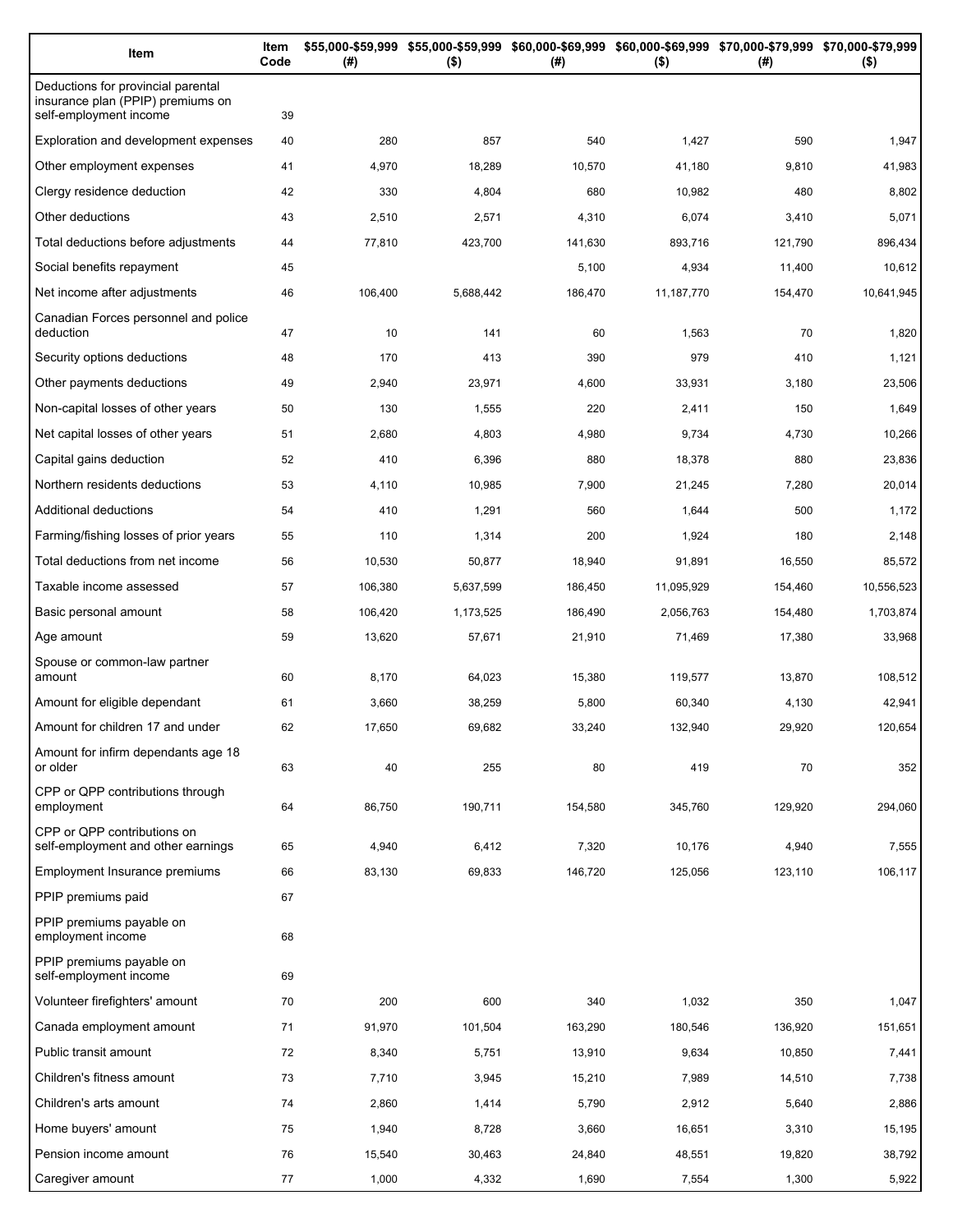| Item | Item Code | $55,000-$59,999 (#) | $55,000-$59,999 ($) | $60,000-$69,999 (#) | $60,000-$69,999 ($) | $70,000-$79,999 (#) | $70,000-$79,999 ($) |
|---|---|---|---|---|---|---|---|
| Deductions for provincial parental insurance plan (PPIP) premiums on self-employment income | 39 | | | | | | |
| Exploration and development expenses | 40 | 280 | 857 | 540 | 1,427 | 590 | 1,947 |
| Other employment expenses | 41 | 4,970 | 18,289 | 10,570 | 41,180 | 9,810 | 41,983 |
| Clergy residence deduction | 42 | 330 | 4,804 | 680 | 10,982 | 480 | 8,802 |
| Other deductions | 43 | 2,510 | 2,571 | 4,310 | 6,074 | 3,410 | 5,071 |
| Total deductions before adjustments | 44 | 77,810 | 423,700 | 141,630 | 893,716 | 121,790 | 896,434 |
| Social benefits repayment | 45 | | | 5,100 | 4,934 | 11,400 | 10,612 |
| Net income after adjustments | 46 | 106,400 | 5,688,442 | 186,470 | 11,187,770 | 154,470 | 10,641,945 |
| Canadian Forces personnel and police deduction | 47 | 10 | 141 | 60 | 1,563 | 70 | 1,820 |
| Security options deductions | 48 | 170 | 413 | 390 | 979 | 410 | 1,121 |
| Other payments deductions | 49 | 2,940 | 23,971 | 4,600 | 33,931 | 3,180 | 23,506 |
| Non-capital losses of other years | 50 | 130 | 1,555 | 220 | 2,411 | 150 | 1,649 |
| Net capital losses of other years | 51 | 2,680 | 4,803 | 4,980 | 9,734 | 4,730 | 10,266 |
| Capital gains deduction | 52 | 410 | 6,396 | 880 | 18,378 | 880 | 23,836 |
| Northern residents deductions | 53 | 4,110 | 10,985 | 7,900 | 21,245 | 7,280 | 20,014 |
| Additional deductions | 54 | 410 | 1,291 | 560 | 1,644 | 500 | 1,172 |
| Farming/fishing losses of prior years | 55 | 110 | 1,314 | 200 | 1,924 | 180 | 2,148 |
| Total deductions from net income | 56 | 10,530 | 50,877 | 18,940 | 91,891 | 16,550 | 85,572 |
| Taxable income assessed | 57 | 106,380 | 5,637,599 | 186,450 | 11,095,929 | 154,460 | 10,556,523 |
| Basic personal amount | 58 | 106,420 | 1,173,525 | 186,490 | 2,056,763 | 154,480 | 1,703,874 |
| Age amount | 59 | 13,620 | 57,671 | 21,910 | 71,469 | 17,380 | 33,968 |
| Spouse or common-law partner amount | 60 | 8,170 | 64,023 | 15,380 | 119,577 | 13,870 | 108,512 |
| Amount for eligible dependant | 61 | 3,660 | 38,259 | 5,800 | 60,340 | 4,130 | 42,941 |
| Amount for children 17 and under | 62 | 17,650 | 69,682 | 33,240 | 132,940 | 29,920 | 120,654 |
| Amount for infirm dependants age 18 or older | 63 | 40 | 255 | 80 | 419 | 70 | 352 |
| CPP or QPP contributions through employment | 64 | 86,750 | 190,711 | 154,580 | 345,760 | 129,920 | 294,060 |
| CPP or QPP contributions on self-employment and other earnings | 65 | 4,940 | 6,412 | 7,320 | 10,176 | 4,940 | 7,555 |
| Employment Insurance premiums | 66 | 83,130 | 69,833 | 146,720 | 125,056 | 123,110 | 106,117 |
| PPIP premiums paid | 67 | | | | | | |
| PPIP premiums payable on employment income | 68 | | | | | | |
| PPIP premiums payable on self-employment income | 69 | | | | | | |
| Volunteer firefighters' amount | 70 | 200 | 600 | 340 | 1,032 | 350 | 1,047 |
| Canada employment amount | 71 | 91,970 | 101,504 | 163,290 | 180,546 | 136,920 | 151,651 |
| Public transit amount | 72 | 8,340 | 5,751 | 13,910 | 9,634 | 10,850 | 7,441 |
| Children's fitness amount | 73 | 7,710 | 3,945 | 15,210 | 7,989 | 14,510 | 7,738 |
| Children's arts amount | 74 | 2,860 | 1,414 | 5,790 | 2,912 | 5,640 | 2,886 |
| Home buyers' amount | 75 | 1,940 | 8,728 | 3,660 | 16,651 | 3,310 | 15,195 |
| Pension income amount | 76 | 15,540 | 30,463 | 24,840 | 48,551 | 19,820 | 38,792 |
| Caregiver amount | 77 | 1,000 | 4,332 | 1,690 | 7,554 | 1,300 | 5,922 |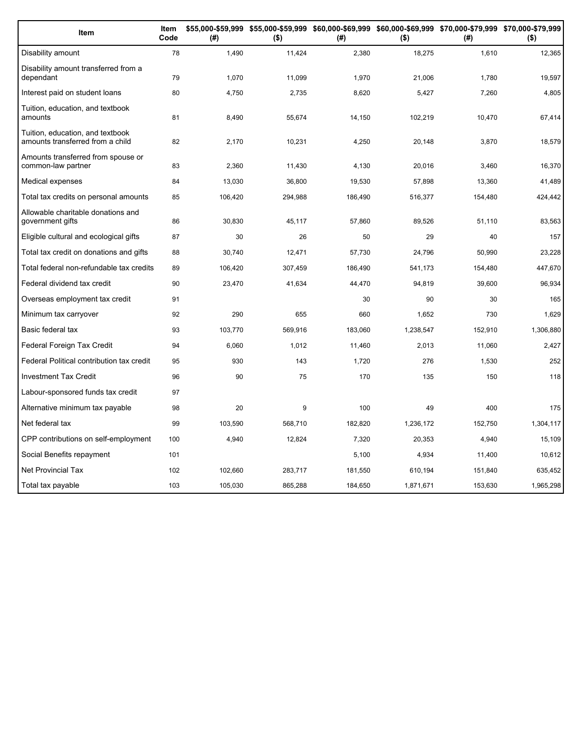| Item | Item Code | $55,000-$59,999 (#) | $55,000-$59,999 ($) | $60,000-$69,999 (#) | $60,000-$69,999 ($) | $70,000-$79,999 (#) | $70,000-$79,999 ($) |
|---|---|---|---|---|---|---|---|
| Disability amount | 78 | 1,490 | 11,424 | 2,380 | 18,275 | 1,610 | 12,365 |
| Disability amount transferred from a dependant | 79 | 1,070 | 11,099 | 1,970 | 21,006 | 1,780 | 19,597 |
| Interest paid on student loans | 80 | 4,750 | 2,735 | 8,620 | 5,427 | 7,260 | 4,805 |
| Tuition, education, and textbook amounts | 81 | 8,490 | 55,674 | 14,150 | 102,219 | 10,470 | 67,414 |
| Tuition, education, and textbook amounts transferred from a child | 82 | 2,170 | 10,231 | 4,250 | 20,148 | 3,870 | 18,579 |
| Amounts transferred from spouse or common-law partner | 83 | 2,360 | 11,430 | 4,130 | 20,016 | 3,460 | 16,370 |
| Medical expenses | 84 | 13,030 | 36,800 | 19,530 | 57,898 | 13,360 | 41,489 |
| Total tax credits on personal amounts | 85 | 106,420 | 294,988 | 186,490 | 516,377 | 154,480 | 424,442 |
| Allowable charitable donations and government gifts | 86 | 30,830 | 45,117 | 57,860 | 89,526 | 51,110 | 83,563 |
| Eligible cultural and ecological gifts | 87 | 30 | 26 | 50 | 29 | 40 | 157 |
| Total tax credit on donations and gifts | 88 | 30,740 | 12,471 | 57,730 | 24,796 | 50,990 | 23,228 |
| Total federal non-refundable tax credits | 89 | 106,420 | 307,459 | 186,490 | 541,173 | 154,480 | 447,670 |
| Federal dividend tax credit | 90 | 23,470 | 41,634 | 44,470 | 94,819 | 39,600 | 96,934 |
| Overseas employment tax credit | 91 | | | 30 | 90 | 30 | 165 |
| Minimum tax carryover | 92 | 290 | 655 | 660 | 1,652 | 730 | 1,629 |
| Basic federal tax | 93 | 103,770 | 569,916 | 183,060 | 1,238,547 | 152,910 | 1,306,880 |
| Federal Foreign Tax Credit | 94 | 6,060 | 1,012 | 11,460 | 2,013 | 11,060 | 2,427 |
| Federal Political contribution tax credit | 95 | 930 | 143 | 1,720 | 276 | 1,530 | 252 |
| Investment Tax Credit | 96 | 90 | 75 | 170 | 135 | 150 | 118 |
| Labour-sponsored funds tax credit | 97 | | | | | | |
| Alternative minimum tax payable | 98 | 20 | 9 | 100 | 49 | 400 | 175 |
| Net federal tax | 99 | 103,590 | 568,710 | 182,820 | 1,236,172 | 152,750 | 1,304,117 |
| CPP contributions on self-employment | 100 | 4,940 | 12,824 | 7,320 | 20,353 | 4,940 | 15,109 |
| Social Benefits repayment | 101 | | | 5,100 | 4,934 | 11,400 | 10,612 |
| Net Provincial Tax | 102 | 102,660 | 283,717 | 181,550 | 610,194 | 151,840 | 635,452 |
| Total tax payable | 103 | 105,030 | 865,288 | 184,650 | 1,871,671 | 153,630 | 1,965,298 |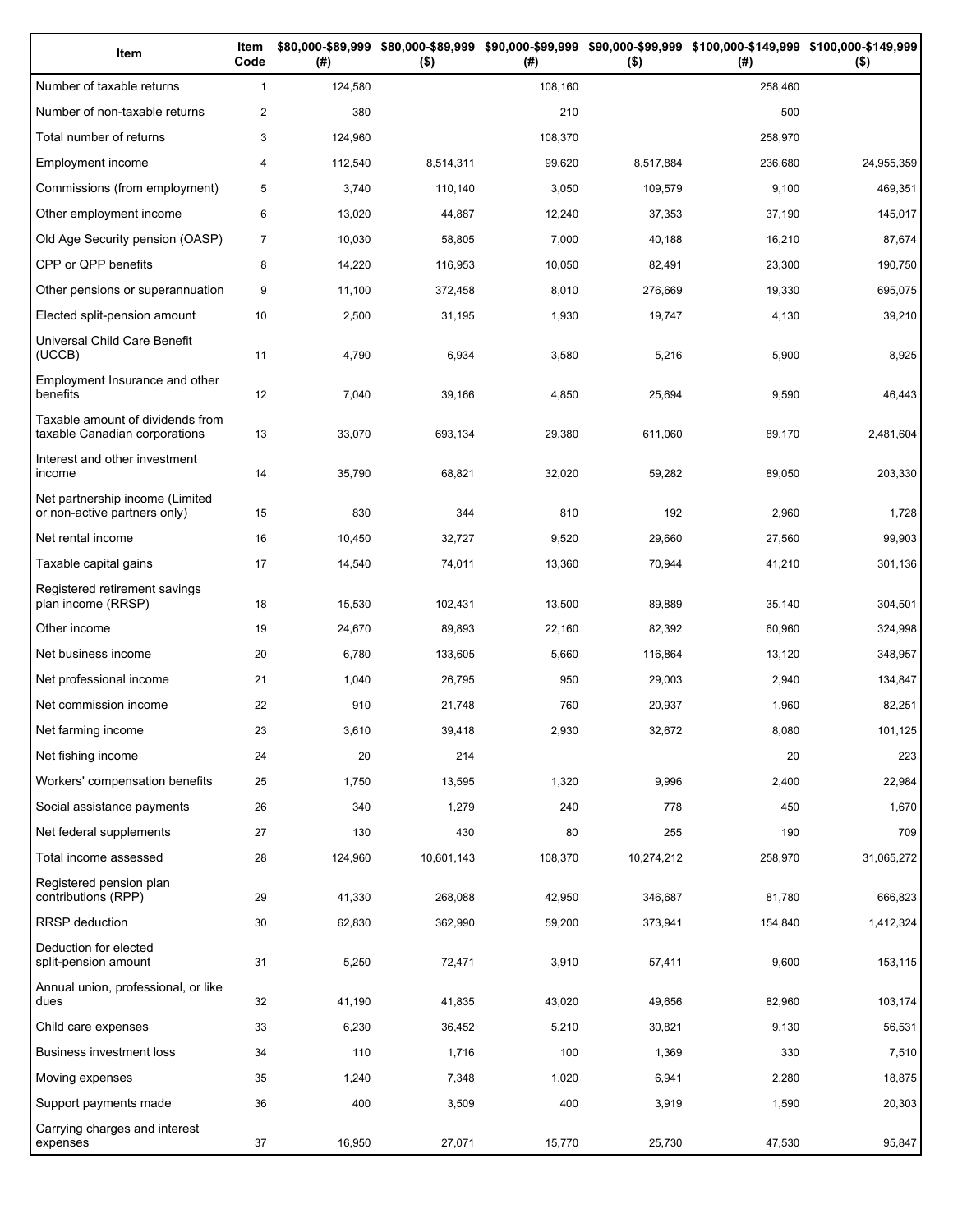| Item | Item Code | $80,000-$89,999 (#) | $80,000-$89,999 ($) | $90,000-$99,999 (#) | $90,000-$99,999 ($) | $100,000-$149,999 (#) | $100,000-$149,999 ($) |
|---|---|---|---|---|---|---|---|
| Number of taxable returns | 1 | 124,580 | | 108,160 | | 258,460 | |
| Number of non-taxable returns | 2 | 380 | | 210 | | 500 | |
| Total number of returns | 3 | 124,960 | | 108,370 | | 258,970 | |
| Employment income | 4 | 112,540 | 8,514,311 | 99,620 | 8,517,884 | 236,680 | 24,955,359 |
| Commissions (from employment) | 5 | 3,740 | 110,140 | 3,050 | 109,579 | 9,100 | 469,351 |
| Other employment income | 6 | 13,020 | 44,887 | 12,240 | 37,353 | 37,190 | 145,017 |
| Old Age Security pension (OASP) | 7 | 10,030 | 58,805 | 7,000 | 40,188 | 16,210 | 87,674 |
| CPP or QPP benefits | 8 | 14,220 | 116,953 | 10,050 | 82,491 | 23,300 | 190,750 |
| Other pensions or superannuation | 9 | 11,100 | 372,458 | 8,010 | 276,669 | 19,330 | 695,075 |
| Elected split-pension amount | 10 | 2,500 | 31,195 | 1,930 | 19,747 | 4,130 | 39,210 |
| Universal Child Care Benefit (UCCB) | 11 | 4,790 | 6,934 | 3,580 | 5,216 | 5,900 | 8,925 |
| Employment Insurance and other benefits | 12 | 7,040 | 39,166 | 4,850 | 25,694 | 9,590 | 46,443 |
| Taxable amount of dividends from taxable Canadian corporations | 13 | 33,070 | 693,134 | 29,380 | 611,060 | 89,170 | 2,481,604 |
| Interest and other investment income | 14 | 35,790 | 68,821 | 32,020 | 59,282 | 89,050 | 203,330 |
| Net partnership income (Limited or non-active partners only) | 15 | 830 | 344 | 810 | 192 | 2,960 | 1,728 |
| Net rental income | 16 | 10,450 | 32,727 | 9,520 | 29,660 | 27,560 | 99,903 |
| Taxable capital gains | 17 | 14,540 | 74,011 | 13,360 | 70,944 | 41,210 | 301,136 |
| Registered retirement savings plan income (RRSP) | 18 | 15,530 | 102,431 | 13,500 | 89,889 | 35,140 | 304,501 |
| Other income | 19 | 24,670 | 89,893 | 22,160 | 82,392 | 60,960 | 324,998 |
| Net business income | 20 | 6,780 | 133,605 | 5,660 | 116,864 | 13,120 | 348,957 |
| Net professional income | 21 | 1,040 | 26,795 | 950 | 29,003 | 2,940 | 134,847 |
| Net commission income | 22 | 910 | 21,748 | 760 | 20,937 | 1,960 | 82,251 |
| Net farming income | 23 | 3,610 | 39,418 | 2,930 | 32,672 | 8,080 | 101,125 |
| Net fishing income | 24 | 20 | 214 | | | 20 | 223 |
| Workers' compensation benefits | 25 | 1,750 | 13,595 | 1,320 | 9,996 | 2,400 | 22,984 |
| Social assistance payments | 26 | 340 | 1,279 | 240 | 778 | 450 | 1,670 |
| Net federal supplements | 27 | 130 | 430 | 80 | 255 | 190 | 709 |
| Total income assessed | 28 | 124,960 | 10,601,143 | 108,370 | 10,274,212 | 258,970 | 31,065,272 |
| Registered pension plan contributions (RPP) | 29 | 41,330 | 268,088 | 42,950 | 346,687 | 81,780 | 666,823 |
| RRSP deduction | 30 | 62,830 | 362,990 | 59,200 | 373,941 | 154,840 | 1,412,324 |
| Deduction for elected split-pension amount | 31 | 5,250 | 72,471 | 3,910 | 57,411 | 9,600 | 153,115 |
| Annual union, professional, or like dues | 32 | 41,190 | 41,835 | 43,020 | 49,656 | 82,960 | 103,174 |
| Child care expenses | 33 | 6,230 | 36,452 | 5,210 | 30,821 | 9,130 | 56,531 |
| Business investment loss | 34 | 110 | 1,716 | 100 | 1,369 | 330 | 7,510 |
| Moving expenses | 35 | 1,240 | 7,348 | 1,020 | 6,941 | 2,280 | 18,875 |
| Support payments made | 36 | 400 | 3,509 | 400 | 3,919 | 1,590 | 20,303 |
| Carrying charges and interest expenses | 37 | 16,950 | 27,071 | 15,770 | 25,730 | 47,530 | 95,847 |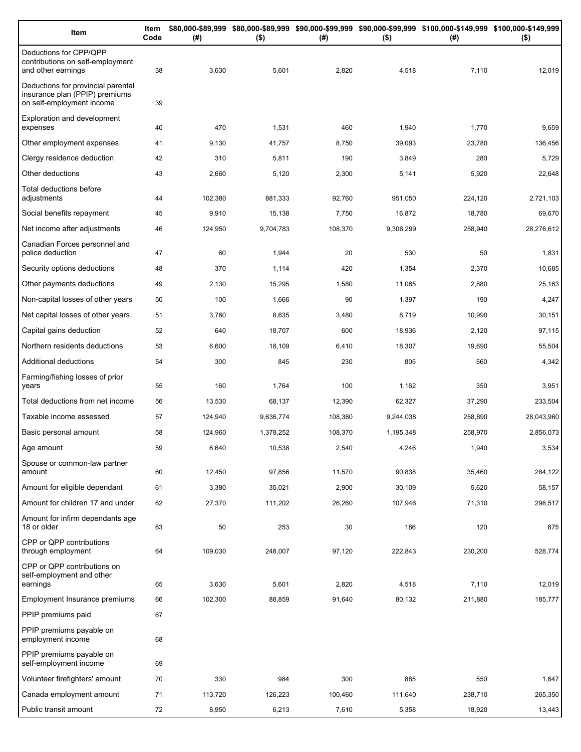| Item | Item Code | $80,000-$89,999 (#) | $80,000-$89,999 ($) | $90,000-$99,999 (#) | $90,000-$99,999 ($) | $100,000-$149,999 (#) | $100,000-$149,999 ($) |
|---|---|---|---|---|---|---|---|
| Deductions for CPP/QPP contributions on self-employment and other earnings | 38 | 3,630 | 5,601 | 2,820 | 4,518 | 7,110 | 12,019 |
| Deductions for provincial parental insurance plan (PPIP) premiums on self-employment income | 39 | | | | | | |
| Exploration and development expenses | 40 | 470 | 1,531 | 460 | 1,940 | 1,770 | 9,659 |
| Other employment expenses | 41 | 9,130 | 41,757 | 8,750 | 39,093 | 23,780 | 136,456 |
| Clergy residence deduction | 42 | 310 | 5,811 | 190 | 3,849 | 280 | 5,729 |
| Other deductions | 43 | 2,660 | 5,120 | 2,300 | 5,141 | 5,920 | 22,648 |
| Total deductions before adjustments | 44 | 102,380 | 881,333 | 92,760 | 951,050 | 224,120 | 2,721,103 |
| Social benefits repayment | 45 | 9,910 | 15,138 | 7,750 | 16,872 | 18,780 | 69,670 |
| Net income after adjustments | 46 | 124,950 | 9,704,783 | 108,370 | 9,306,299 | 258,940 | 28,276,612 |
| Canadian Forces personnel and police deduction | 47 | 60 | 1,944 | 20 | 530 | 50 | 1,831 |
| Security options deductions | 48 | 370 | 1,114 | 420 | 1,354 | 2,370 | 10,685 |
| Other payments deductions | 49 | 2,130 | 15,295 | 1,580 | 11,065 | 2,880 | 25,163 |
| Non-capital losses of other years | 50 | 100 | 1,666 | 90 | 1,397 | 190 | 4,247 |
| Net capital losses of other years | 51 | 3,760 | 8,635 | 3,480 | 8,719 | 10,990 | 30,151 |
| Capital gains deduction | 52 | 640 | 18,707 | 600 | 18,936 | 2,120 | 97,115 |
| Northern residents deductions | 53 | 6,600 | 18,109 | 6,410 | 18,307 | 19,690 | 55,504 |
| Additional deductions | 54 | 300 | 845 | 230 | 805 | 560 | 4,342 |
| Farming/fishing losses of prior years | 55 | 160 | 1,764 | 100 | 1,162 | 350 | 3,951 |
| Total deductions from net income | 56 | 13,530 | 68,137 | 12,390 | 62,327 | 37,290 | 233,504 |
| Taxable income assessed | 57 | 124,940 | 9,636,774 | 108,360 | 9,244,038 | 258,890 | 28,043,960 |
| Basic personal amount | 58 | 124,960 | 1,378,252 | 108,370 | 1,195,348 | 258,970 | 2,856,073 |
| Age amount | 59 | 6,640 | 10,538 | 2,540 | 4,246 | 1,940 | 3,534 |
| Spouse or common-law partner amount | 60 | 12,450 | 97,856 | 11,570 | 90,838 | 35,460 | 284,122 |
| Amount for eligible dependant | 61 | 3,380 | 35,021 | 2,900 | 30,109 | 5,620 | 58,157 |
| Amount for children 17 and under | 62 | 27,370 | 111,202 | 26,260 | 107,946 | 71,310 | 298,517 |
| Amount for infirm dependants age 18 or older | 63 | 50 | 253 | 30 | 186 | 120 | 675 |
| CPP or QPP contributions through employment | 64 | 109,030 | 248,007 | 97,120 | 222,843 | 230,200 | 528,774 |
| CPP or QPP contributions on self-employment and other earnings | 65 | 3,630 | 5,601 | 2,820 | 4,518 | 7,110 | 12,019 |
| Employment Insurance premiums | 66 | 102,300 | 88,859 | 91,640 | 80,132 | 211,880 | 185,777 |
| PPIP premiums paid | 67 | | | | | | |
| PPIP premiums payable on employment income | 68 | | | | | | |
| PPIP premiums payable on self-employment income | 69 | | | | | | |
| Volunteer firefighters' amount | 70 | 330 | 984 | 300 | 885 | 550 | 1,647 |
| Canada employment amount | 71 | 113,720 | 126,223 | 100,460 | 111,640 | 238,710 | 265,350 |
| Public transit amount | 72 | 8,950 | 6,213 | 7,610 | 5,358 | 18,920 | 13,443 |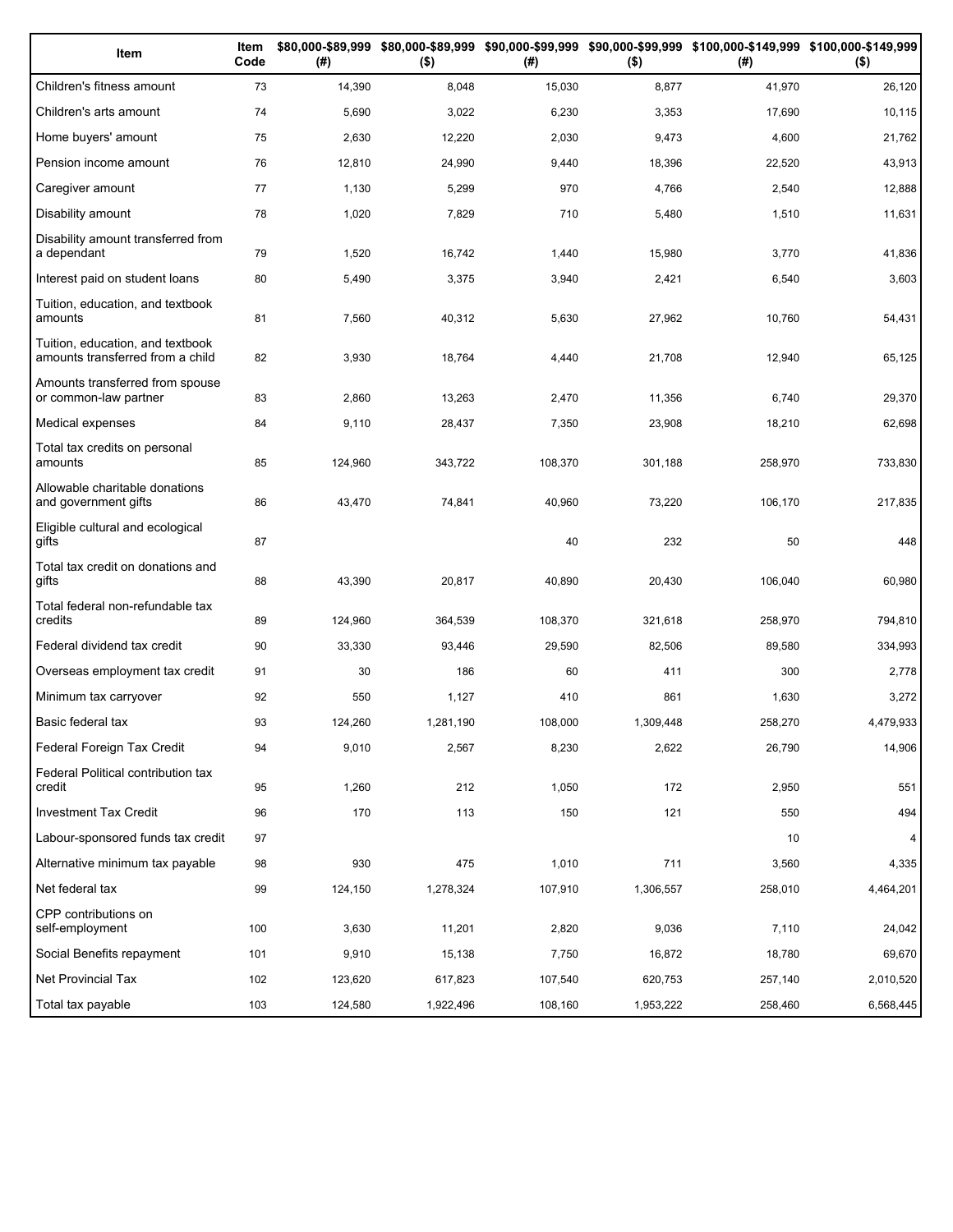| Item | Item Code | $80,000-$89,999 (#) | $80,000-$89,999 ($) | $90,000-$99,999 (#) | $90,000-$99,999 ($) | $100,000-$149,999 (#) | $100,000-$149,999 ($) |
|---|---|---|---|---|---|---|---|
| Children's fitness amount | 73 | 14,390 | 8,048 | 15,030 | 8,877 | 41,970 | 26,120 |
| Children's arts amount | 74 | 5,690 | 3,022 | 6,230 | 3,353 | 17,690 | 10,115 |
| Home buyers' amount | 75 | 2,630 | 12,220 | 2,030 | 9,473 | 4,600 | 21,762 |
| Pension income amount | 76 | 12,810 | 24,990 | 9,440 | 18,396 | 22,520 | 43,913 |
| Caregiver amount | 77 | 1,130 | 5,299 | 970 | 4,766 | 2,540 | 12,888 |
| Disability amount | 78 | 1,020 | 7,829 | 710 | 5,480 | 1,510 | 11,631 |
| Disability amount transferred from a dependant | 79 | 1,520 | 16,742 | 1,440 | 15,980 | 3,770 | 41,836 |
| Interest paid on student loans | 80 | 5,490 | 3,375 | 3,940 | 2,421 | 6,540 | 3,603 |
| Tuition, education, and textbook amounts | 81 | 7,560 | 40,312 | 5,630 | 27,962 | 10,760 | 54,431 |
| Tuition, education, and textbook amounts transferred from a child | 82 | 3,930 | 18,764 | 4,440 | 21,708 | 12,940 | 65,125 |
| Amounts transferred from spouse or common-law partner | 83 | 2,860 | 13,263 | 2,470 | 11,356 | 6,740 | 29,370 |
| Medical expenses | 84 | 9,110 | 28,437 | 7,350 | 23,908 | 18,210 | 62,698 |
| Total tax credits on personal amounts | 85 | 124,960 | 343,722 | 108,370 | 301,188 | 258,970 | 733,830 |
| Allowable charitable donations and government gifts | 86 | 43,470 | 74,841 | 40,960 | 73,220 | 106,170 | 217,835 |
| Eligible cultural and ecological gifts | 87 | | | 40 | 232 | 50 | 448 |
| Total tax credit on donations and gifts | 88 | 43,390 | 20,817 | 40,890 | 20,430 | 106,040 | 60,980 |
| Total federal non-refundable tax credits | 89 | 124,960 | 364,539 | 108,370 | 321,618 | 258,970 | 794,810 |
| Federal dividend tax credit | 90 | 33,330 | 93,446 | 29,590 | 82,506 | 89,580 | 334,993 |
| Overseas employment tax credit | 91 | 30 | 186 | 60 | 411 | 300 | 2,778 |
| Minimum tax carryover | 92 | 550 | 1,127 | 410 | 861 | 1,630 | 3,272 |
| Basic federal tax | 93 | 124,260 | 1,281,190 | 108,000 | 1,309,448 | 258,270 | 4,479,933 |
| Federal Foreign Tax Credit | 94 | 9,010 | 2,567 | 8,230 | 2,622 | 26,790 | 14,906 |
| Federal Political contribution tax credit | 95 | 1,260 | 212 | 1,050 | 172 | 2,950 | 551 |
| Investment Tax Credit | 96 | 170 | 113 | 150 | 121 | 550 | 494 |
| Labour-sponsored funds tax credit | 97 | | | | | 10 | 4 |
| Alternative minimum tax payable | 98 | 930 | 475 | 1,010 | 711 | 3,560 | 4,335 |
| Net federal tax | 99 | 124,150 | 1,278,324 | 107,910 | 1,306,557 | 258,010 | 4,464,201 |
| CPP contributions on self-employment | 100 | 3,630 | 11,201 | 2,820 | 9,036 | 7,110 | 24,042 |
| Social Benefits repayment | 101 | 9,910 | 15,138 | 7,750 | 16,872 | 18,780 | 69,670 |
| Net Provincial Tax | 102 | 123,620 | 617,823 | 107,540 | 620,753 | 257,140 | 2,010,520 |
| Total tax payable | 103 | 124,580 | 1,922,496 | 108,160 | 1,953,222 | 258,460 | 6,568,445 |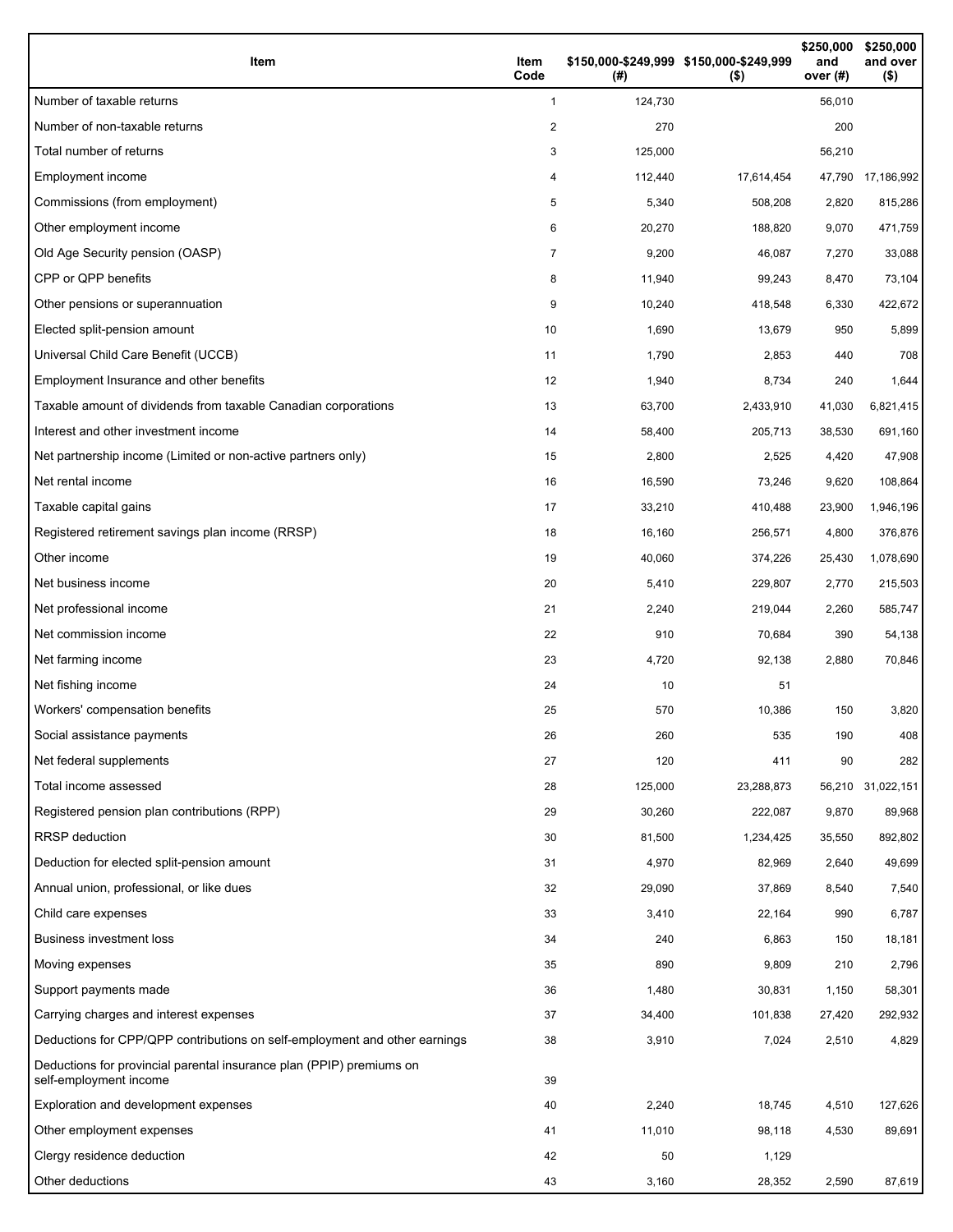| Item | Item Code | $150,000-$249,999 (#) | $150,000-$249,999 ($) | $250,000 and over (#) | $250,000 and over ($) |
|---|---|---|---|---|---|
| Number of taxable returns | 1 | 124,730 | | 56,010 | |
| Number of non-taxable returns | 2 | 270 | | 200 | |
| Total number of returns | 3 | 125,000 | | 56,210 | |
| Employment income | 4 | 112,440 | 17,614,454 | 47,790 | 17,186,992 |
| Commissions (from employment) | 5 | 5,340 | 508,208 | 2,820 | 815,286 |
| Other employment income | 6 | 20,270 | 188,820 | 9,070 | 471,759 |
| Old Age Security pension (OASP) | 7 | 9,200 | 46,087 | 7,270 | 33,088 |
| CPP or QPP benefits | 8 | 11,940 | 99,243 | 8,470 | 73,104 |
| Other pensions or superannuation | 9 | 10,240 | 418,548 | 6,330 | 422,672 |
| Elected split-pension amount | 10 | 1,690 | 13,679 | 950 | 5,899 |
| Universal Child Care Benefit (UCCB) | 11 | 1,790 | 2,853 | 440 | 708 |
| Employment Insurance and other benefits | 12 | 1,940 | 8,734 | 240 | 1,644 |
| Taxable amount of dividends from taxable Canadian corporations | 13 | 63,700 | 2,433,910 | 41,030 | 6,821,415 |
| Interest and other investment income | 14 | 58,400 | 205,713 | 38,530 | 691,160 |
| Net partnership income (Limited or non-active partners only) | 15 | 2,800 | 2,525 | 4,420 | 47,908 |
| Net rental income | 16 | 16,590 | 73,246 | 9,620 | 108,864 |
| Taxable capital gains | 17 | 33,210 | 410,488 | 23,900 | 1,946,196 |
| Registered retirement savings plan income (RRSP) | 18 | 16,160 | 256,571 | 4,800 | 376,876 |
| Other income | 19 | 40,060 | 374,226 | 25,430 | 1,078,690 |
| Net business income | 20 | 5,410 | 229,807 | 2,770 | 215,503 |
| Net professional income | 21 | 2,240 | 219,044 | 2,260 | 585,747 |
| Net commission income | 22 | 910 | 70,684 | 390 | 54,138 |
| Net farming income | 23 | 4,720 | 92,138 | 2,880 | 70,846 |
| Net fishing income | 24 | 10 | 51 | | |
| Workers' compensation benefits | 25 | 570 | 10,386 | 150 | 3,820 |
| Social assistance payments | 26 | 260 | 535 | 190 | 408 |
| Net federal supplements | 27 | 120 | 411 | 90 | 282 |
| Total income assessed | 28 | 125,000 | 23,288,873 | 56,210 | 31,022,151 |
| Registered pension plan contributions (RPP) | 29 | 30,260 | 222,087 | 9,870 | 89,968 |
| RRSP deduction | 30 | 81,500 | 1,234,425 | 35,550 | 892,802 |
| Deduction for elected split-pension amount | 31 | 4,970 | 82,969 | 2,640 | 49,699 |
| Annual union, professional, or like dues | 32 | 29,090 | 37,869 | 8,540 | 7,540 |
| Child care expenses | 33 | 3,410 | 22,164 | 990 | 6,787 |
| Business investment loss | 34 | 240 | 6,863 | 150 | 18,181 |
| Moving expenses | 35 | 890 | 9,809 | 210 | 2,796 |
| Support payments made | 36 | 1,480 | 30,831 | 1,150 | 58,301 |
| Carrying charges and interest expenses | 37 | 34,400 | 101,838 | 27,420 | 292,932 |
| Deductions for CPP/QPP contributions on self-employment and other earnings | 38 | 3,910 | 7,024 | 2,510 | 4,829 |
| Deductions for provincial parental insurance plan (PPIP) premiums on self-employment income | 39 | | | | |
| Exploration and development expenses | 40 | 2,240 | 18,745 | 4,510 | 127,626 |
| Other employment expenses | 41 | 11,010 | 98,118 | 4,530 | 89,691 |
| Clergy residence deduction | 42 | 50 | 1,129 | | |
| Other deductions | 43 | 3,160 | 28,352 | 2,590 | 87,619 |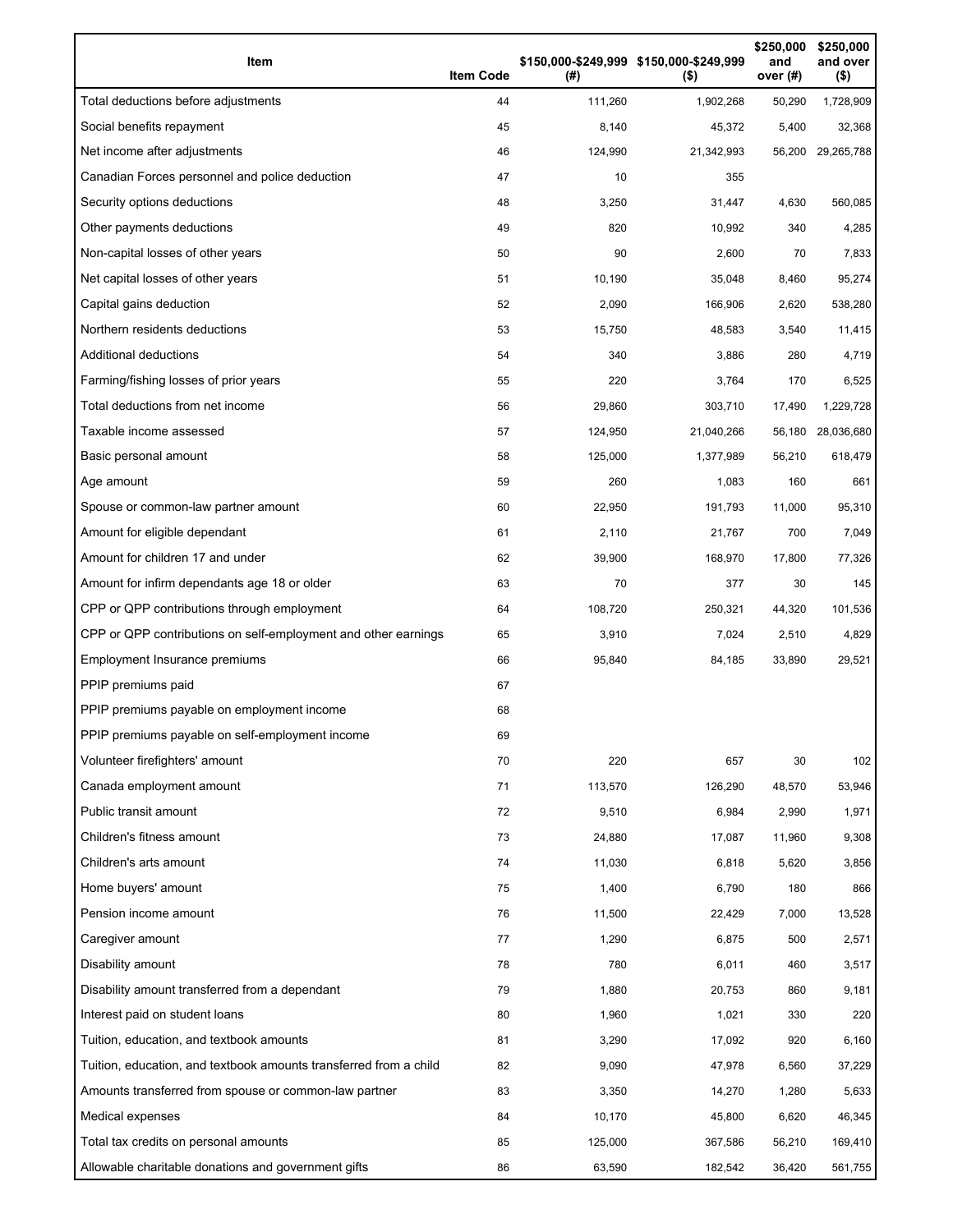| Item | Item Code | $150,000-$249,999 (#) | $150,000-$249,999 ($) | $250,000 and over (#) | $250,000 and over ($) |
| --- | --- | --- | --- | --- | --- |
| Total deductions before adjustments | 44 | 111,260 | 1,902,268 | 50,290 | 1,728,909 |
| Social benefits repayment | 45 | 8,140 | 45,372 | 5,400 | 32,368 |
| Net income after adjustments | 46 | 124,990 | 21,342,993 | 56,200 | 29,265,788 |
| Canadian Forces personnel and police deduction | 47 | 10 | 355 | | |
| Security options deductions | 48 | 3,250 | 31,447 | 4,630 | 560,085 |
| Other payments deductions | 49 | 820 | 10,992 | 340 | 4,285 |
| Non-capital losses of other years | 50 | 90 | 2,600 | 70 | 7,833 |
| Net capital losses of other years | 51 | 10,190 | 35,048 | 8,460 | 95,274 |
| Capital gains deduction | 52 | 2,090 | 166,906 | 2,620 | 538,280 |
| Northern residents deductions | 53 | 15,750 | 48,583 | 3,540 | 11,415 |
| Additional deductions | 54 | 340 | 3,886 | 280 | 4,719 |
| Farming/fishing losses of prior years | 55 | 220 | 3,764 | 170 | 6,525 |
| Total deductions from net income | 56 | 29,860 | 303,710 | 17,490 | 1,229,728 |
| Taxable income assessed | 57 | 124,950 | 21,040,266 | 56,180 | 28,036,680 |
| Basic personal amount | 58 | 125,000 | 1,377,989 | 56,210 | 618,479 |
| Age amount | 59 | 260 | 1,083 | 160 | 661 |
| Spouse or common-law partner amount | 60 | 22,950 | 191,793 | 11,000 | 95,310 |
| Amount for eligible dependant | 61 | 2,110 | 21,767 | 700 | 7,049 |
| Amount for children 17 and under | 62 | 39,900 | 168,970 | 17,800 | 77,326 |
| Amount for infirm dependants age 18 or older | 63 | 70 | 377 | 30 | 145 |
| CPP or QPP contributions through employment | 64 | 108,720 | 250,321 | 44,320 | 101,536 |
| CPP or QPP contributions on self-employment and other earnings | 65 | 3,910 | 7,024 | 2,510 | 4,829 |
| Employment Insurance premiums | 66 | 95,840 | 84,185 | 33,890 | 29,521 |
| PPIP premiums paid | 67 | | | | |
| PPIP premiums payable on employment income | 68 | | | | |
| PPIP premiums payable on self-employment income | 69 | | | | |
| Volunteer firefighters' amount | 70 | 220 | 657 | 30 | 102 |
| Canada employment amount | 71 | 113,570 | 126,290 | 48,570 | 53,946 |
| Public transit amount | 72 | 9,510 | 6,984 | 2,990 | 1,971 |
| Children's fitness amount | 73 | 24,880 | 17,087 | 11,960 | 9,308 |
| Children's arts amount | 74 | 11,030 | 6,818 | 5,620 | 3,856 |
| Home buyers' amount | 75 | 1,400 | 6,790 | 180 | 866 |
| Pension income amount | 76 | 11,500 | 22,429 | 7,000 | 13,528 |
| Caregiver amount | 77 | 1,290 | 6,875 | 500 | 2,571 |
| Disability amount | 78 | 780 | 6,011 | 460 | 3,517 |
| Disability amount transferred from a dependant | 79 | 1,880 | 20,753 | 860 | 9,181 |
| Interest paid on student loans | 80 | 1,960 | 1,021 | 330 | 220 |
| Tuition, education, and textbook amounts | 81 | 3,290 | 17,092 | 920 | 6,160 |
| Tuition, education, and textbook amounts transferred from a child | 82 | 9,090 | 47,978 | 6,560 | 37,229 |
| Amounts transferred from spouse or common-law partner | 83 | 3,350 | 14,270 | 1,280 | 5,633 |
| Medical expenses | 84 | 10,170 | 45,800 | 6,620 | 46,345 |
| Total tax credits on personal amounts | 85 | 125,000 | 367,586 | 56,210 | 169,410 |
| Allowable charitable donations and government gifts | 86 | 63,590 | 182,542 | 36,420 | 561,755 |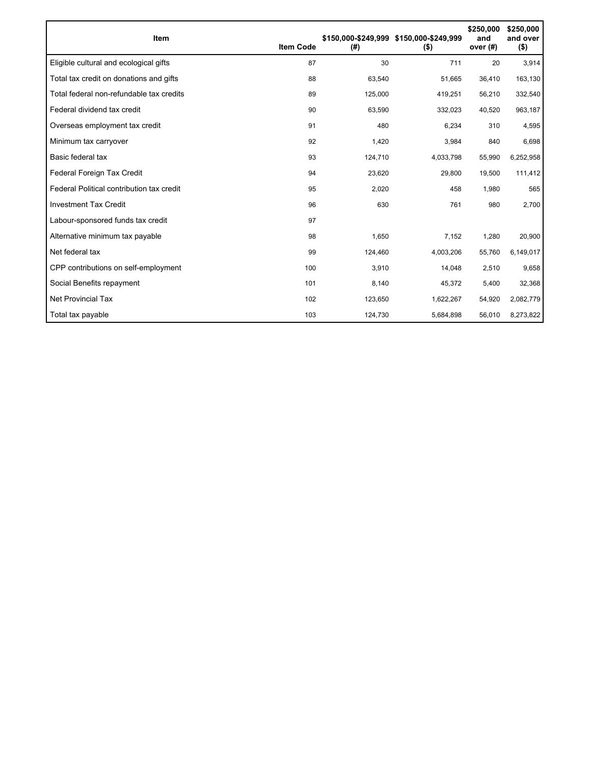| Item | Item Code | $150,000-$249,999 (#) | $150,000-$249,999 ($) | $250,000 and over (#) | $250,000 and over ($) |
|---|---|---|---|---|---|
| Eligible cultural and ecological gifts | 87 | 30 | 711 | 20 | 3,914 |
| Total tax credit on donations and gifts | 88 | 63,540 | 51,665 | 36,410 | 163,130 |
| Total federal non-refundable tax credits | 89 | 125,000 | 419,251 | 56,210 | 332,540 |
| Federal dividend tax credit | 90 | 63,590 | 332,023 | 40,520 | 963,187 |
| Overseas employment tax credit | 91 | 480 | 6,234 | 310 | 4,595 |
| Minimum tax carryover | 92 | 1,420 | 3,984 | 840 | 6,698 |
| Basic federal tax | 93 | 124,710 | 4,033,798 | 55,990 | 6,252,958 |
| Federal Foreign Tax Credit | 94 | 23,620 | 29,800 | 19,500 | 111,412 |
| Federal Political contribution tax credit | 95 | 2,020 | 458 | 1,980 | 565 |
| Investment Tax Credit | 96 | 630 | 761 | 980 | 2,700 |
| Labour-sponsored funds tax credit | 97 | | | | |
| Alternative minimum tax payable | 98 | 1,650 | 7,152 | 1,280 | 20,900 |
| Net federal tax | 99 | 124,460 | 4,003,206 | 55,760 | 6,149,017 |
| CPP contributions on self-employment | 100 | 3,910 | 14,048 | 2,510 | 9,658 |
| Social Benefits repayment | 101 | 8,140 | 45,372 | 5,400 | 32,368 |
| Net Provincial Tax | 102 | 123,650 | 1,622,267 | 54,920 | 2,082,779 |
| Total tax payable | 103 | 124,730 | 5,684,898 | 56,010 | 8,273,822 |